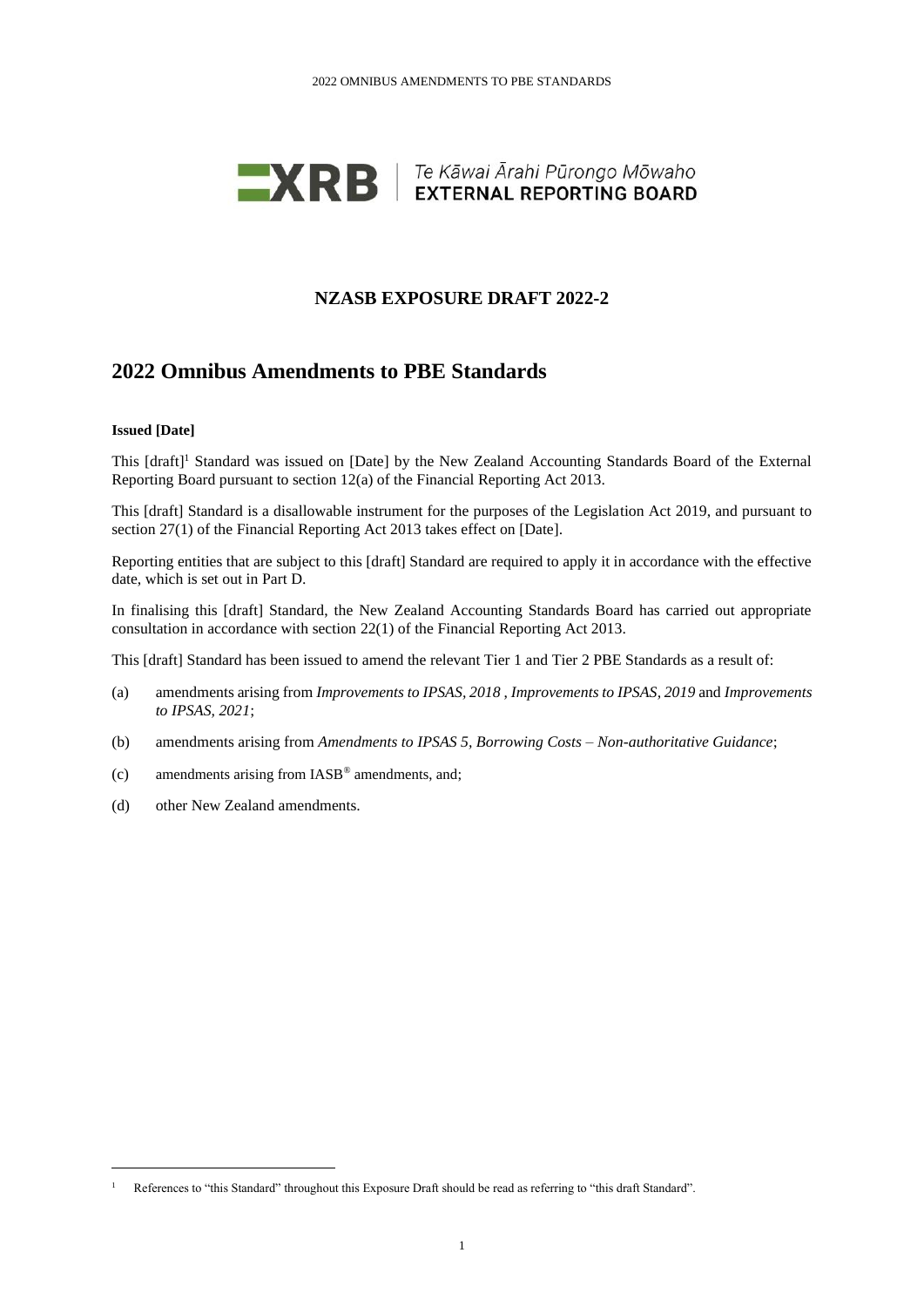**XRB** | Te Kāwai Ārahi Pūrongo Mōwaho **EXTERNAL REPORTING BOARD**

## NZASB EXPOSURE DRAFT 2022-2

# 2022 Omnibus Amendments to PBE Standards

**Issued [Date]**

This [draft][1] Standard was issued on [Date] by the New Zealand Accounting Standards Board of the External Reporting Board pursuant to section 12(a) of the Financial Reporting Act 2013.

This [draft] Standard is a disallowable instrument for the purposes of the Legislation Act 2019, and pursuant to section 27(1) of the Financial Reporting Act 2013 takes effect on [Date].

Reporting entities that are subject to this [draft] Standard are required to apply it in accordance with the effective date, which is set out in Part D.

In finalising this [draft] Standard, the New Zealand Accounting Standards Board has carried out appropriate consultation in accordance with section 22(1) of the Financial Reporting Act 2013.

This [draft] Standard has been issued to amend the relevant Tier 1 and Tier 2 PBE Standards as a result of:

(a) amendments arising from *Improvements to IPSAS, 2018* , *Improvements to IPSAS, 2019* and *Improvements to IPSAS, 2021*;

(b) amendments arising from *Amendments to IPSAS 5, Borrowing Costs – Non-authoritative Guidance*;

(c) amendments arising from IASB® amendments, and;

(d) other New Zealand amendments.

[1] References to "this Standard" throughout this Exposure Draft should be read as referring to "this draft Standard".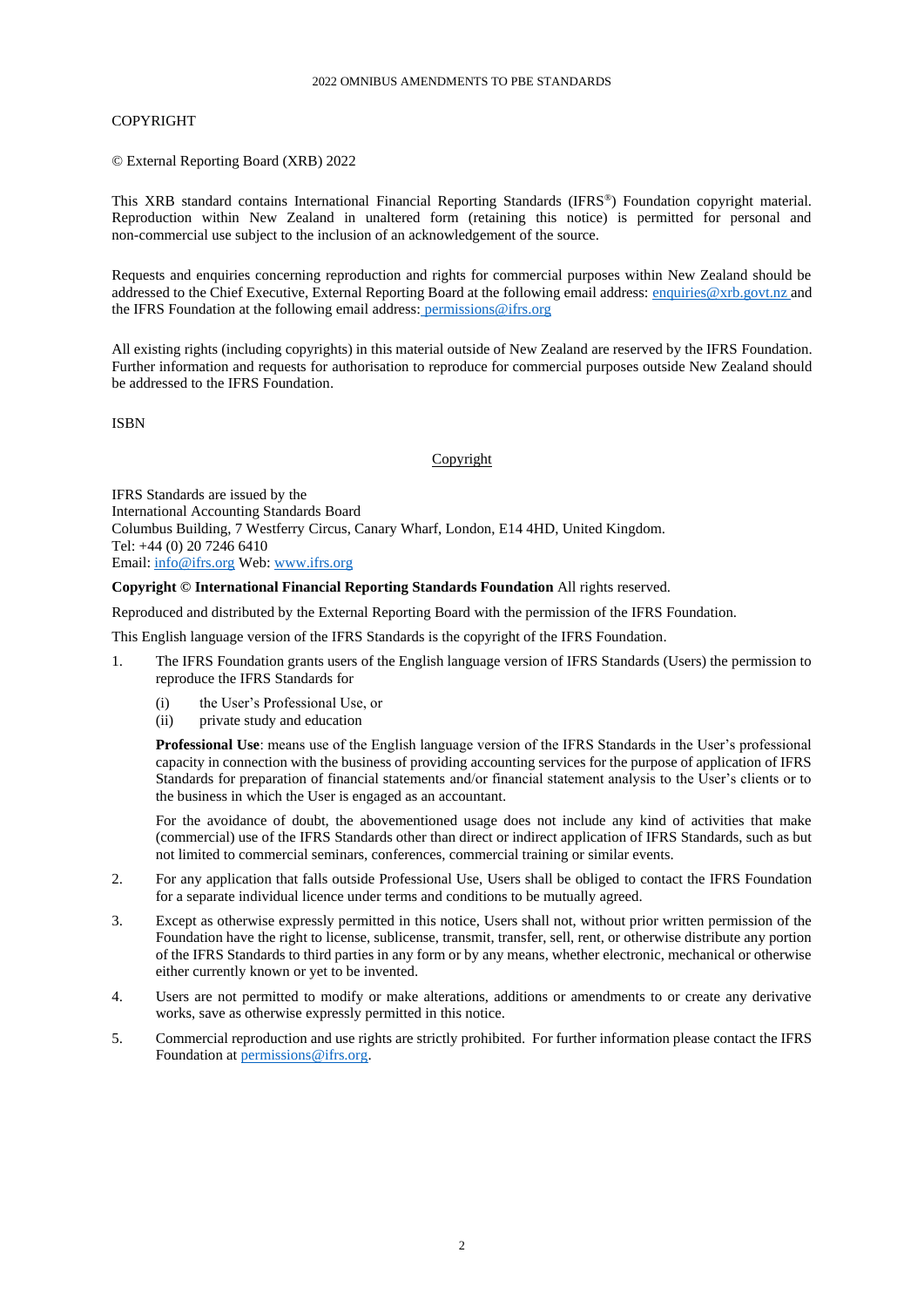COPYRIGHT

© External Reporting Board (XRB) 2022

This XRB standard contains International Financial Reporting Standards (IFRS®) Foundation copyright material. Reproduction within New Zealand in unaltered form (retaining this notice) is permitted for personal and non-commercial use subject to the inclusion of an acknowledgement of the source.

Requests and enquiries concerning reproduction and rights for commercial purposes within New Zealand should be addressed to the Chief Executive, External Reporting Board at the following email address: enquiries@xrb.govt.nz and the IFRS Foundation at the following email address: permissions@ifrs.org

All existing rights (including copyrights) in this material outside of New Zealand are reserved by the IFRS Foundation. Further information and requests for authorisation to reproduce for commercial purposes outside New Zealand should be addressed to the IFRS Foundation.

ISBN

Copyright

IFRS Standards are issued by the
International Accounting Standards Board
Columbus Building, 7 Westferry Circus, Canary Wharf, London, E14 4HD, United Kingdom.
Tel: +44 (0) 20 7246 6410
Email: info@ifrs.org Web: www.ifrs.org

**Copyright © International Financial Reporting Standards Foundation** All rights reserved.

Reproduced and distributed by the External Reporting Board with the permission of the IFRS Foundation.

This English language version of the IFRS Standards is the copyright of the IFRS Foundation.

1. The IFRS Foundation grants users of the English language version of IFRS Standards (Users) the permission to reproduce the IFRS Standards for

   (i) the User's Professional Use, or
   (ii) private study and education

   **Professional Use**: means use of the English language version of the IFRS Standards in the User's professional capacity in connection with the business of providing accounting services for the purpose of application of IFRS Standards for preparation of financial statements and/or financial statement analysis to the User's clients or to the business in which the User is engaged as an accountant.

   For the avoidance of doubt, the abovementioned usage does not include any kind of activities that make (commercial) use of the IFRS Standards other than direct or indirect application of IFRS Standards, such as but not limited to commercial seminars, conferences, commercial training or similar events.

2. For any application that falls outside Professional Use, Users shall be obliged to contact the IFRS Foundation for a separate individual licence under terms and conditions to be mutually agreed.

3. Except as otherwise expressly permitted in this notice, Users shall not, without prior written permission of the Foundation have the right to license, sublicense, transmit, transfer, sell, rent, or otherwise distribute any portion of the IFRS Standards to third parties in any form or by any means, whether electronic, mechanical or otherwise either currently known or yet to be invented.

4. Users are not permitted to modify or make alterations, additions or amendments to or create any derivative works, save as otherwise expressly permitted in this notice.

5. Commercial reproduction and use rights are strictly prohibited. For further information please contact the IFRS Foundation at permissions@ifrs.org.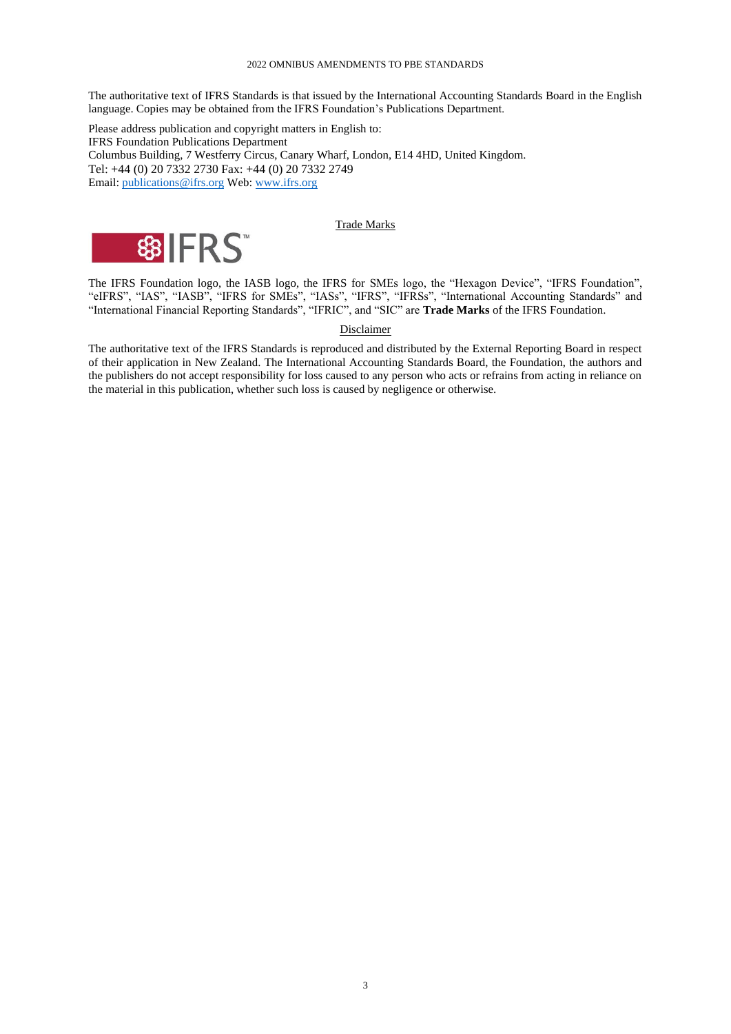The authoritative text of IFRS Standards is that issued by the International Accounting Standards Board in the English language. Copies may be obtained from the IFRS Foundation's Publications Department.

Please address publication and copyright matters in English to:
IFRS Foundation Publications Department
Columbus Building, 7 Westferry Circus, Canary Wharf, London, E14 4HD, United Kingdom.
Tel: +44 (0) 20 7332 2730 Fax: +44 (0) 20 7332 2749
Email: publications@ifrs.org Web: www.ifrs.org

Trade Marks

The IFRS Foundation logo, the IASB logo, the IFRS for SMEs logo, the "Hexagon Device", "IFRS Foundation", "eIFRS", "IAS", "IASB", "IFRS for SMEs", "IASs", "IFRS", "IFRSs", "International Accounting Standards" and "International Financial Reporting Standards", "IFRIC", and "SIC" are **Trade Marks** of the IFRS Foundation.

Disclaimer

The authoritative text of the IFRS Standards is reproduced and distributed by the External Reporting Board in respect of their application in New Zealand. The International Accounting Standards Board, the Foundation, the authors and the publishers do not accept responsibility for loss caused to any person who acts or refrains from acting in reliance on the material in this publication, whether such loss is caused by negligence or otherwise.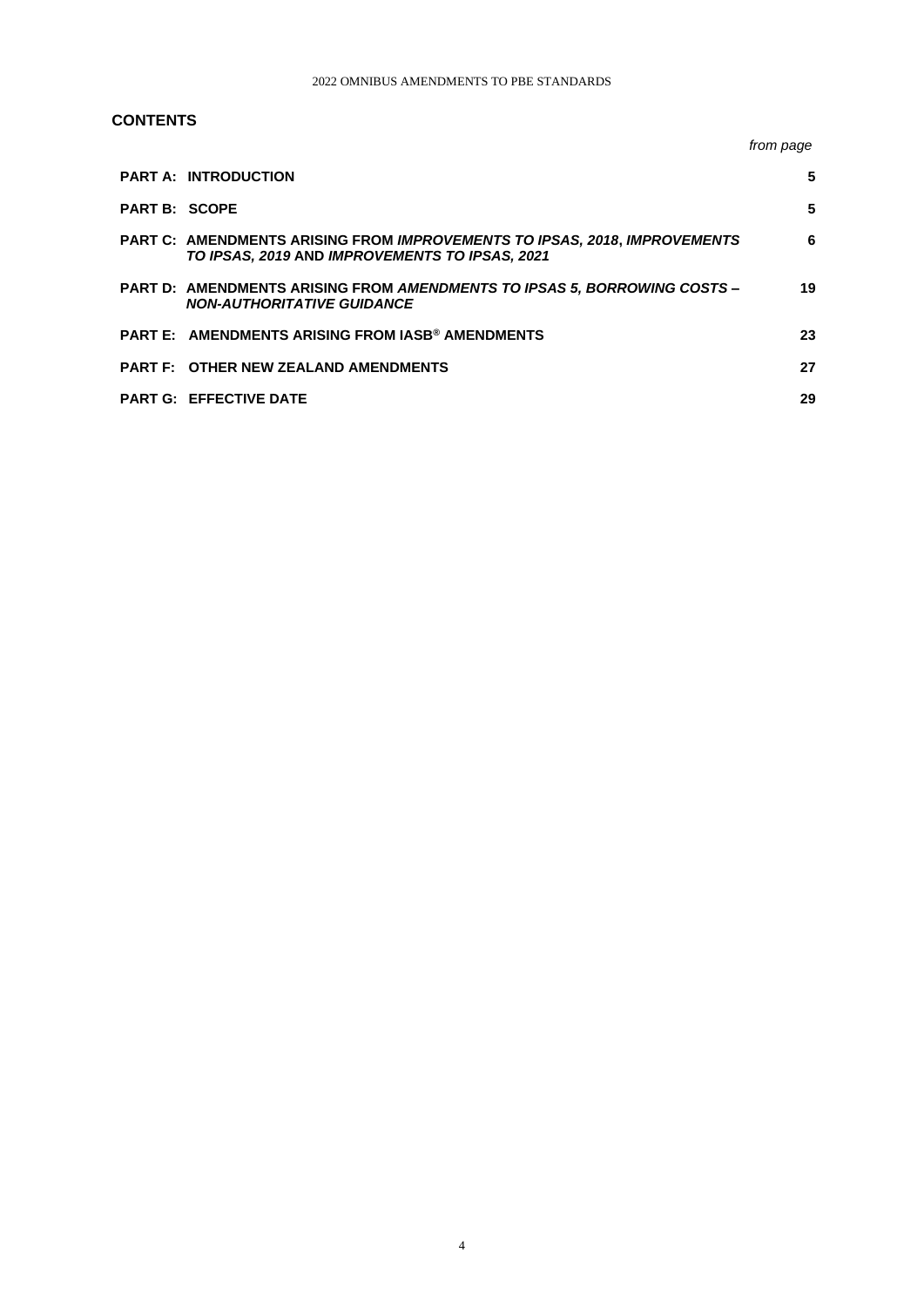## CONTENTS

| | *from page* |
|---|---|
| **PART A: INTRODUCTION** | **5** |
| **PART B: SCOPE** | **5** |
| **PART C: AMENDMENTS ARISING FROM *IMPROVEMENTS TO IPSAS, 2018*, *IMPROVEMENTS TO IPSAS, 2019* AND *IMPROVEMENTS TO IPSAS, 2021*** | **6** |
| **PART D: AMENDMENTS ARISING FROM *AMENDMENTS TO IPSAS 5, BORROWING COSTS – NON-AUTHORITATIVE GUIDANCE*** | **19** |
| **PART E: AMENDMENTS ARISING FROM IASB® AMENDMENTS** | **23** |
| **PART F: OTHER NEW ZEALAND AMENDMENTS** | **27** |
| **PART G: EFFECTIVE DATE** | **29** |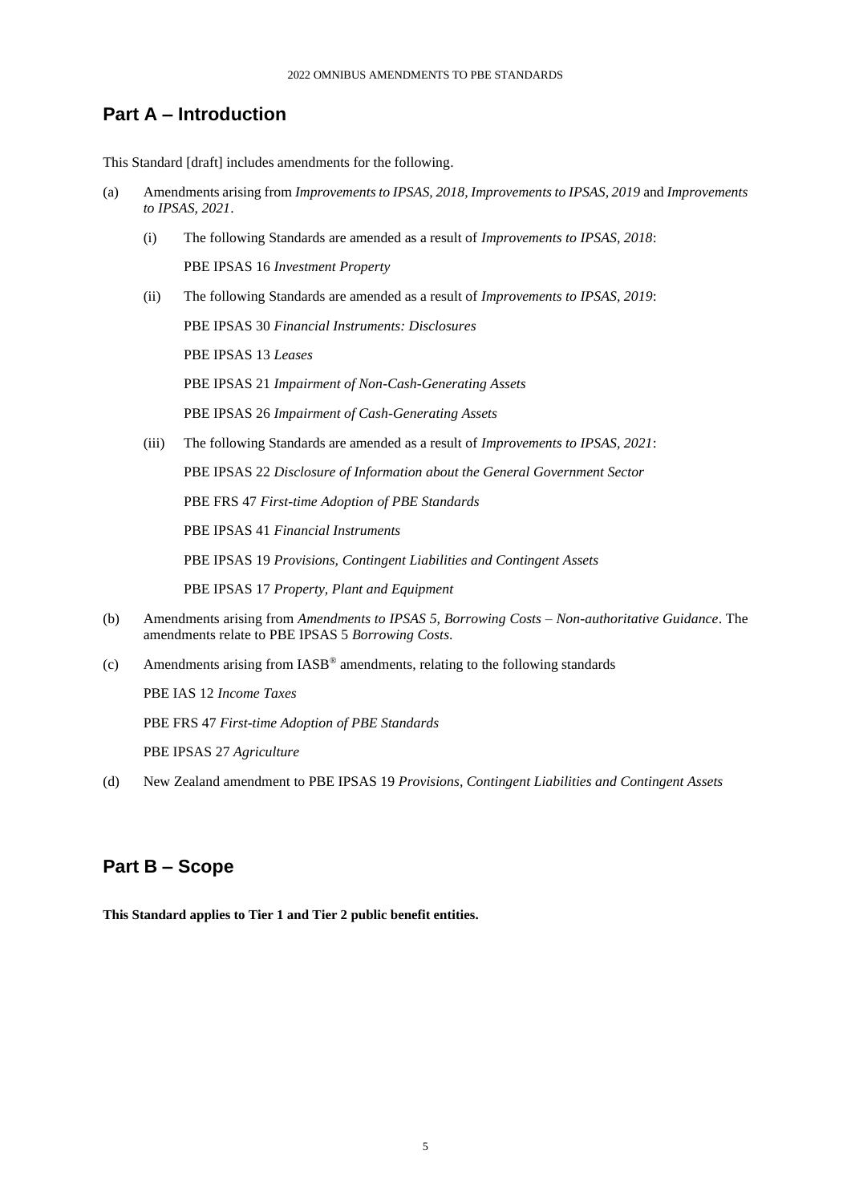## Part A – Introduction

This Standard [draft] includes amendments for the following.

(a) Amendments arising from *Improvements to IPSAS, 2018*, *Improvements to IPSAS, 2019* and *Improvements to IPSAS, 2021*.

  (i) The following Standards are amended as a result of *Improvements to IPSAS, 2018*:

  PBE IPSAS 16 *Investment Property*

  (ii) The following Standards are amended as a result of *Improvements to IPSAS, 2019*:

  PBE IPSAS 30 *Financial Instruments: Disclosures*

  PBE IPSAS 13 *Leases*

  PBE IPSAS 21 *Impairment of Non-Cash-Generating Assets*

  PBE IPSAS 26 *Impairment of Cash-Generating Assets*

  (iii) The following Standards are amended as a result of *Improvements to IPSAS, 2021*:

  PBE IPSAS 22 *Disclosure of Information about the General Government Sector*

  PBE FRS 47 *First-time Adoption of PBE Standards*

  PBE IPSAS 41 *Financial Instruments*

  PBE IPSAS 19 *Provisions, Contingent Liabilities and Contingent Assets*

  PBE IPSAS 17 *Property, Plant and Equipment*

(b) Amendments arising from *Amendments to IPSAS 5, Borrowing Costs – Non-authoritative Guidance*. The amendments relate to PBE IPSAS 5 *Borrowing Costs*.

(c) Amendments arising from IASB® amendments, relating to the following standards

PBE IAS 12 *Income Taxes*

PBE FRS 47 *First-time Adoption of PBE Standards*

PBE IPSAS 27 *Agriculture*

(d) New Zealand amendment to PBE IPSAS 19 *Provisions, Contingent Liabilities and Contingent Assets*

## Part B – Scope

**This Standard applies to Tier 1 and Tier 2 public benefit entities.**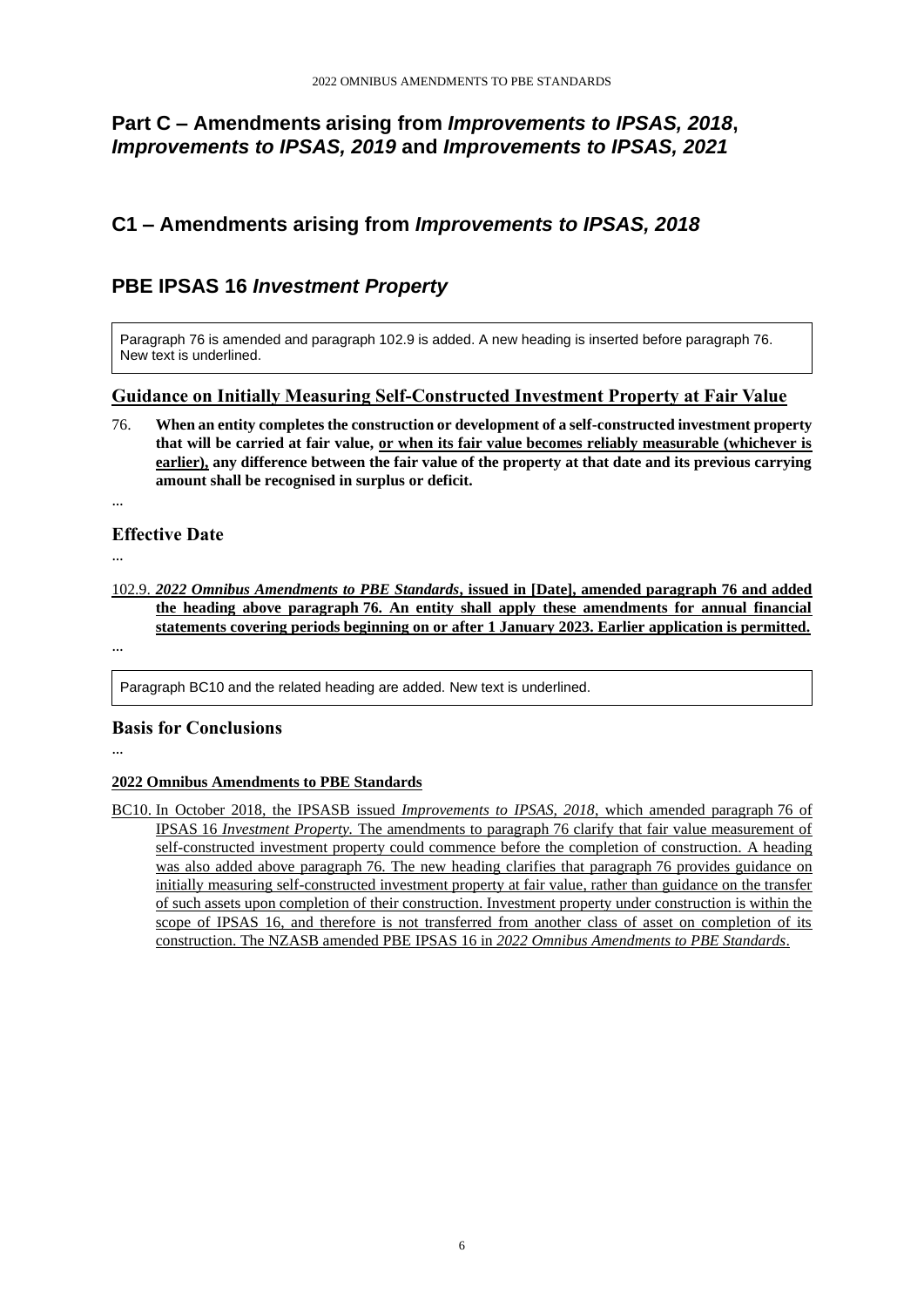## Part C – Amendments arising from *Improvements to IPSAS, 2018*, *Improvements to IPSAS, 2019* and *Improvements to IPSAS, 2021*

## C1 – Amendments arising from *Improvements to IPSAS, 2018*

## PBE IPSAS 16 *Investment Property*

Paragraph 76 is amended and paragraph 102.9 is added. A new heading is inserted before paragraph 76. New text is underlined.

### <u>Guidance on Initially Measuring Self-Constructed Investment Property at Fair Value</u>

76. **When an entity completes the construction or development of a self-constructed investment property that will be carried at fair value, <u>or when its fair value becomes reliably measurable (whichever is earlier),</u> any difference between the fair value of the property at that date and its previous carrying amount shall be recognised in surplus or deficit.**

...

### Effective Date

...

<u>102.9.</u> <u>***2022 Omnibus Amendments to PBE Standards*, issued in [Date], amended paragraph 76 and added the heading above paragraph 76. An entity shall apply these amendments for annual financial statements covering periods beginning on or after 1 January 2023. Earlier application is permitted.**</u>

...

Paragraph BC10 and the related heading are added. New text is underlined.

### Basis for Conclusions

...

**<u>2022 Omnibus Amendments to PBE Standards</u>**

<u>BC10. In October 2018, the IPSASB issued *Improvements to IPSAS, 2018*, which amended paragraph 76 of IPSAS 16 *Investment Property.* The amendments to paragraph 76 clarify that fair value measurement of self-constructed investment property could commence before the completion of construction. A heading was also added above paragraph 76. The new heading clarifies that paragraph 76 provides guidance on initially measuring self-constructed investment property at fair value, rather than guidance on the transfer of such assets upon completion of their construction. Investment property under construction is within the scope of IPSAS 16, and therefore is not transferred from another class of asset on completion of its construction. The NZASB amended PBE IPSAS 16 in *2022 Omnibus Amendments to PBE Standards*.</u>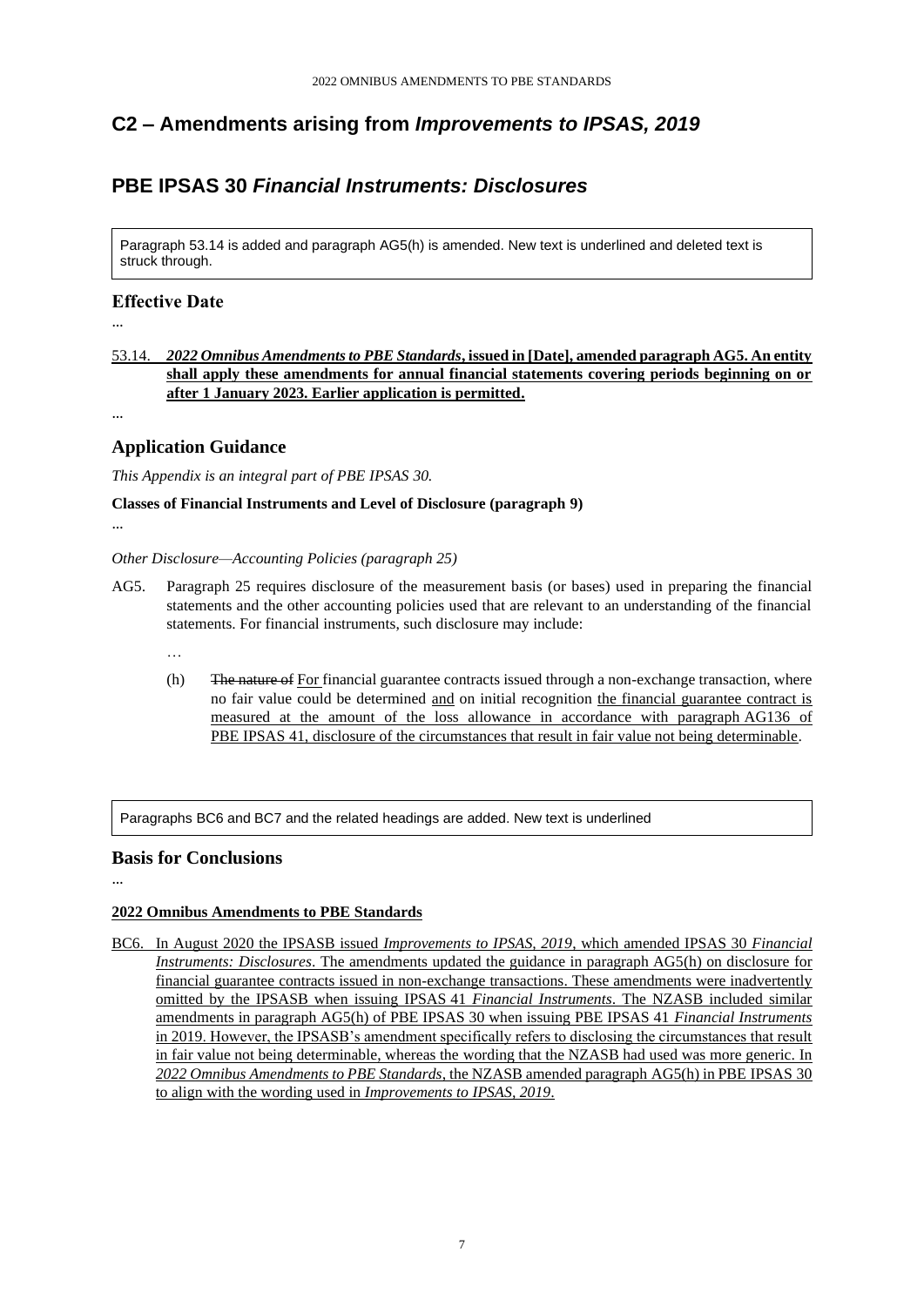## C2 – Amendments arising from *Improvements to IPSAS, 2019*

## PBE IPSAS 30 *Financial Instruments: Disclosures*

Paragraph 53.14 is added and paragraph AG5(h) is amended. New text is underlined and deleted text is struck through.

### Effective Date

...

<u>53.14.</u> <u>***2022 Omnibus Amendments to PBE Standards*, issued in [Date], amended paragraph AG5. An entity shall apply these amendments for annual financial statements covering periods beginning on or after 1 January 2023. Earlier application is permitted.**</u>

...

### Application Guidance

*This Appendix is an integral part of PBE IPSAS 30.*

**Classes of Financial Instruments and Level of Disclosure (paragraph 9)**

...

*Other Disclosure—Accounting Policies (paragraph 25)*

AG5. Paragraph 25 requires disclosure of the measurement basis (or bases) used in preparing the financial statements and the other accounting policies used that are relevant to an understanding of the financial statements. For financial instruments, such disclosure may include:

…

(h) ~~The nature of~~ <u>For</u> financial guarantee contracts issued through a non-exchange transaction, where no fair value could be determined <u>and</u> on initial recognition <u>the financial guarantee contract is measured at the amount of the loss allowance in accordance with paragraph AG136 of PBE IPSAS 41, disclosure of the circumstances that result in fair value not being determinable</u>.

Paragraphs BC6 and BC7 and the related headings are added. New text is underlined

### Basis for Conclusions

...

**<u>2022 Omnibus Amendments to PBE Standards</u>**

<u>BC6. In August 2020 the IPSASB issued *Improvements to IPSAS, 2019*, which amended IPSAS 30 *Financial Instruments: Disclosures*. The amendments updated the guidance in paragraph AG5(h) on disclosure for financial guarantee contracts issued in non-exchange transactions. These amendments were inadvertently omitted by the IPSASB when issuing IPSAS 41 *Financial Instruments*. The NZASB included similar amendments in paragraph AG5(h) of PBE IPSAS 30 when issuing PBE IPSAS 41 *Financial Instruments* in 2019. However, the IPSASB's amendment specifically refers to disclosing the circumstances that result in fair value not being determinable, whereas the wording that the NZASB had used was more generic. In *2022 Omnibus Amendments to PBE Standards*, the NZASB amended paragraph AG5(h) in PBE IPSAS 30 to align with the wording used in *Improvements to IPSAS, 2019*.</u>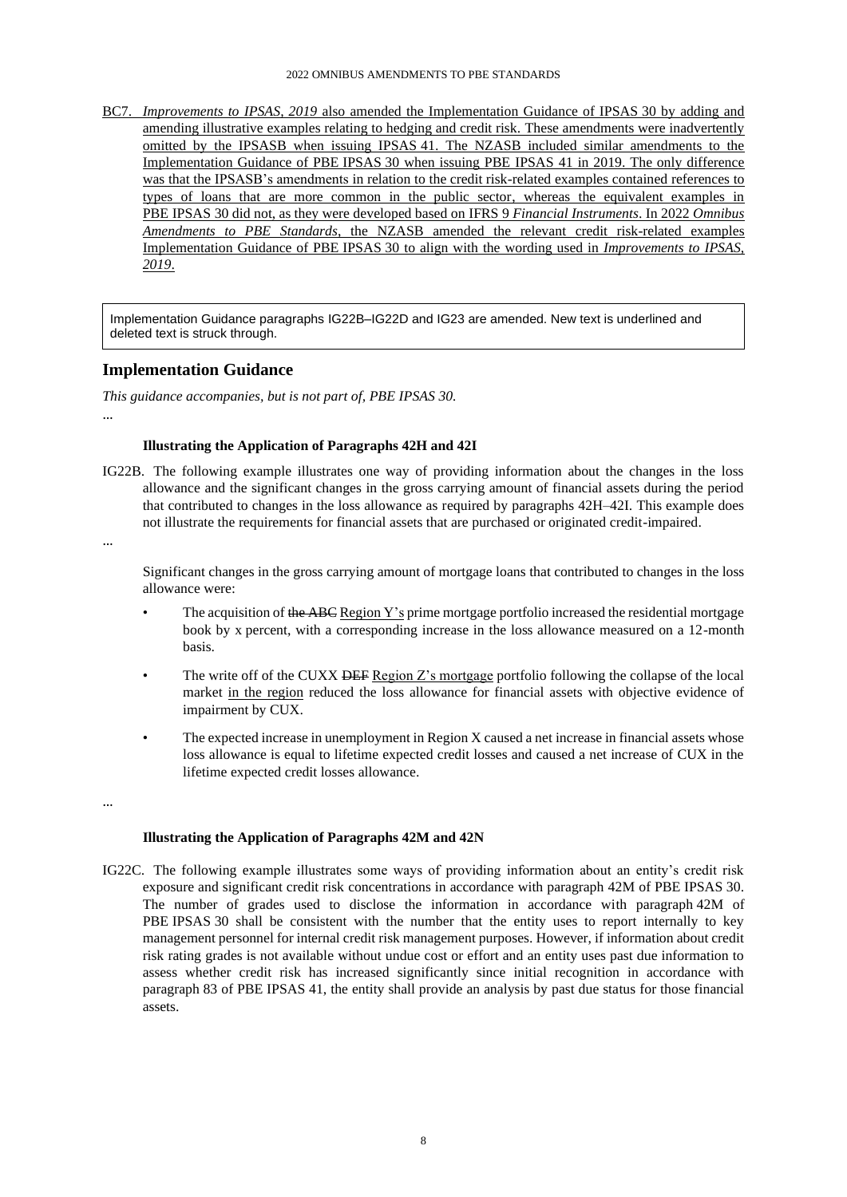BC7. *Improvements to IPSAS, 2019* also amended the Implementation Guidance of IPSAS 30 by adding and amending illustrative examples relating to hedging and credit risk. These amendments were inadvertently omitted by the IPSASB when issuing IPSAS 41. The NZASB included similar amendments to the Implementation Guidance of PBE IPSAS 30 when issuing PBE IPSAS 41 in 2019. The only difference was that the IPSASB's amendments in relation to the credit risk-related examples contained references to types of loans that are more common in the public sector, whereas the equivalent examples in PBE IPSAS 30 did not, as they were developed based on IFRS 9 *Financial Instruments*. In 2022 *Omnibus Amendments to PBE Standards*, the NZASB amended the relevant credit risk-related examples Implementation Guidance of PBE IPSAS 30 to align with the wording used in *Improvements to IPSAS, 2019*.

> Implementation Guidance paragraphs IG22B–IG22D and IG23 are amended. New text is underlined and deleted text is struck through.

## Implementation Guidance

*This guidance accompanies, but is not part of, PBE IPSAS 30.*

...

#### Illustrating the Application of Paragraphs 42H and 42I

IG22B. The following example illustrates one way of providing information about the changes in the loss allowance and the significant changes in the gross carrying amount of financial assets during the period that contributed to changes in the loss allowance as required by paragraphs 42H–42I. This example does not illustrate the requirements for financial assets that are purchased or originated credit-impaired.

...

Significant changes in the gross carrying amount of mortgage loans that contributed to changes in the loss allowance were:

- The acquisition of ~~the ABC~~ Region Y's prime mortgage portfolio increased the residential mortgage book by x percent, with a corresponding increase in the loss allowance measured on a 12-month basis.
- The write off of the CUXX ~~DEF~~ Region Z's mortgage portfolio following the collapse of the local market in the region reduced the loss allowance for financial assets with objective evidence of impairment by CUX.
- The expected increase in unemployment in Region X caused a net increase in financial assets whose loss allowance is equal to lifetime expected credit losses and caused a net increase of CUX in the lifetime expected credit losses allowance.

...

#### Illustrating the Application of Paragraphs 42M and 42N

IG22C. The following example illustrates some ways of providing information about an entity's credit risk exposure and significant credit risk concentrations in accordance with paragraph 42M of PBE IPSAS 30. The number of grades used to disclose the information in accordance with paragraph 42M of PBE IPSAS 30 shall be consistent with the number that the entity uses to report internally to key management personnel for internal credit risk management purposes. However, if information about credit risk rating grades is not available without undue cost or effort and an entity uses past due information to assess whether credit risk has increased significantly since initial recognition in accordance with paragraph 83 of PBE IPSAS 41, the entity shall provide an analysis by past due status for those financial assets.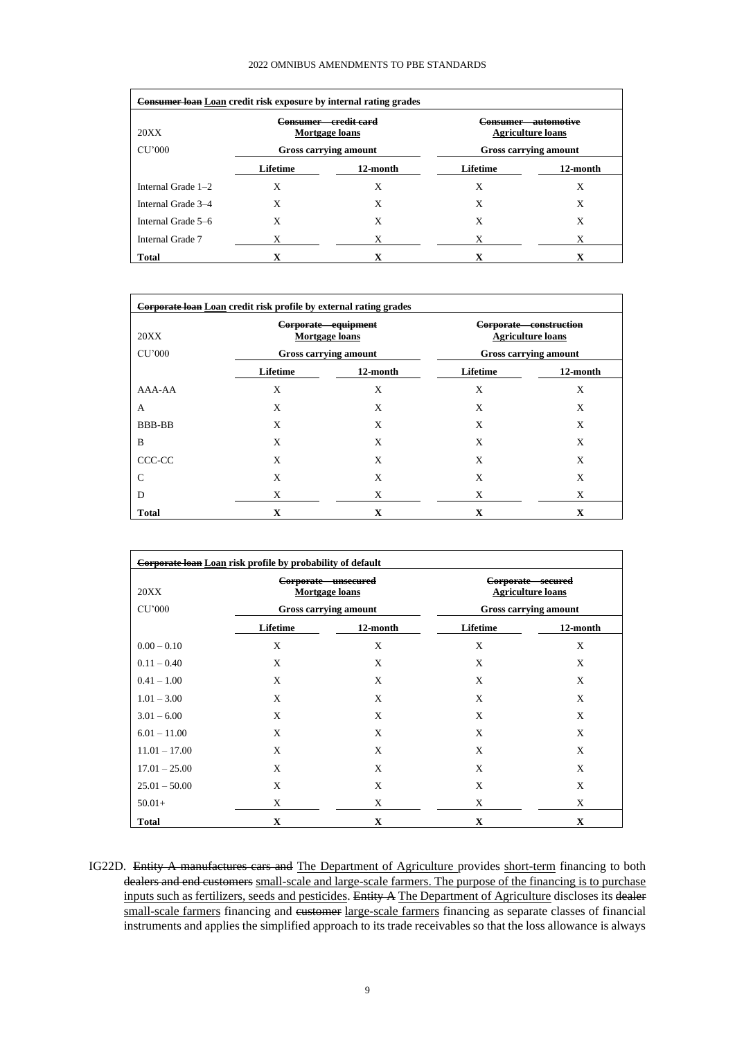**~~Consumer loan~~ <u>Loan</u> credit risk exposure by internal rating grades**

| 20XX | ~~Consumer – credit card~~ <u>Mortgage loans</u> | | ~~Consumer – automotive~~ <u>Agriculture loans</u> | |
|---|---|---|---|---|
| CU'000 | Gross carrying amount | | Gross carrying amount | |
| | Lifetime | 12-month | Lifetime | 12-month |
| Internal Grade 1–2 | X | X | X | X |
| Internal Grade 3–4 | X | X | X | X |
| Internal Grade 5–6 | X | X | X | X |
| Internal Grade 7 | X | X | X | X |
| **Total** | **X** | **X** | **X** | **X** |

**~~Corporate loan~~ <u>Loan</u> credit risk profile by external rating grades**

| 20XX | ~~Corporate – equipment~~ <u>Mortgage loans</u> | | ~~Corporate – construction~~ <u>Agriculture loans</u> | |
|---|---|---|---|---|
| CU'000 | Gross carrying amount | | Gross carrying amount | |
| | Lifetime | 12-month | Lifetime | 12-month |
| AAA-AA | X | X | X | X |
| A | X | X | X | X |
| BBB-BB | X | X | X | X |
| B | X | X | X | X |
| CCC-CC | X | X | X | X |
| C | X | X | X | X |
| D | X | X | X | X |
| **Total** | **X** | **X** | **X** | **X** |

**~~Corporate loan~~ <u>Loan</u> risk profile by probability of default**

| 20XX | ~~Corporate – unsecured~~ <u>Mortgage loans</u> | | ~~Corporate – secured~~ <u>Agriculture loans</u> | |
|---|---|---|---|---|
| CU'000 | Gross carrying amount | | Gross carrying amount | |
| | Lifetime | 12-month | Lifetime | 12-month |
| 0.00 – 0.10 | X | X | X | X |
| 0.11 – 0.40 | X | X | X | X |
| 0.41 – 1.00 | X | X | X | X |
| 1.01 – 3.00 | X | X | X | X |
| 3.01 – 6.00 | X | X | X | X |
| 6.01 – 11.00 | X | X | X | X |
| 11.01 – 17.00 | X | X | X | X |
| 17.01 – 25.00 | X | X | X | X |
| 25.01 – 50.00 | X | X | X | X |
| 50.01+ | X | X | X | X |
| **Total** | **X** | **X** | **X** | **X** |

IG22D. ~~Entity A manufactures cars and~~ <u>The Department of Agriculture</u> provides <u>short-term</u> financing to both ~~dealers and end customers~~ <u>small-scale and large-scale farmers. The purpose of the financing is to purchase inputs such as fertilizers, seeds and pesticides</u>. ~~Entity A~~ <u>The Department of Agriculture</u> discloses its ~~dealer~~ <u>small-scale farmers</u> financing and ~~customer~~ <u>large-scale farmers</u> financing as separate classes of financial instruments and applies the simplified approach to its trade receivables so that the loss allowance is always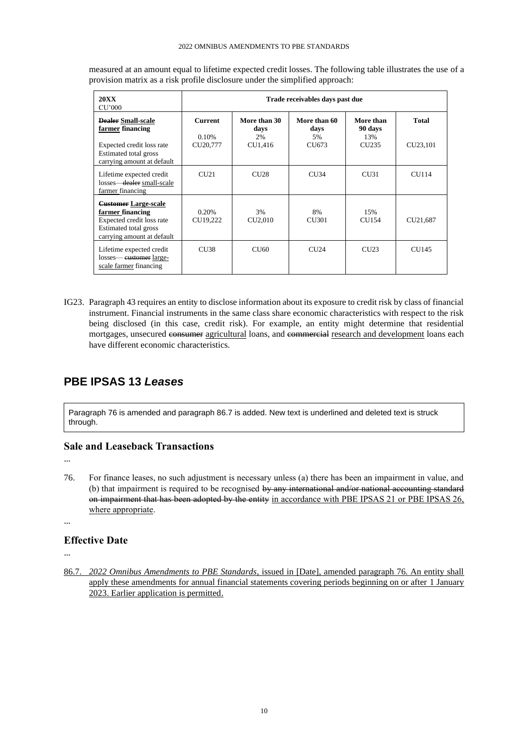measured at an amount equal to lifetime expected credit losses. The following table illustrates the use of a provision matrix as a risk profile disclosure under the simplified approach:

| **20XX** CU'000 | **Trade receivables days past due** | | | | |
|---|---|---|---|---|---|
| ~~**Dealer**~~ **<u>Small-scale farmer</u> financing** | **Current** | **More than 30 days** | **More than 60 days** | **More than 90 days** | **Total** |
| Expected credit loss rate | 0.10% | 2% | 5% | 13% | |
| Estimated total gross carrying amount at default | CU20,777 | CU1,416 | CU673 | CU235 | CU23,101 |
| Lifetime expected credit losses— ~~dealer~~ <u>small-scale farmer</u> financing | CU21 | CU28 | CU34 | CU31 | CU114 |
| ~~**Customer**~~ **<u>Large-scale farmer</u> financing** | | | | | |
| Expected credit loss rate | 0.20% | 3% | 8% | 15% | |
| Estimated total gross carrying amount at default | CU19,222 | CU2,010 | CU301 | CU154 | CU21,687 |
| Lifetime expected credit losses— ~~customer~~ <u>large-scale farmer</u> financing | CU38 | CU60 | CU24 | CU23 | CU145 |

IG23. Paragraph 43 requires an entity to disclose information about its exposure to credit risk by class of financial instrument. Financial instruments in the same class share economic characteristics with respect to the risk being disclosed (in this case, credit risk). For example, an entity might determine that residential mortgages, unsecured ~~consumer~~ <u>agricultural</u> loans, and ~~commercial~~ <u>research and development</u> loans each have different economic characteristics.

## PBE IPSAS 13 *Leases*

Paragraph 76 is amended and paragraph 86.7 is added. New text is underlined and deleted text is struck through.

### Sale and Leaseback Transactions

...

76. For finance leases, no such adjustment is necessary unless (a) there has been an impairment in value, and (b) that impairment is required to be recognised ~~by any international and/or national accounting standard on impairment that has been adopted by the entity~~ <u>in accordance with PBE IPSAS 21 or PBE IPSAS 26, where appropriate</u>.

...

### Effective Date

...

<u>86.7. *2022 Omnibus Amendments to PBE Standards*, issued in [Date], amended paragraph 76. An entity shall apply these amendments for annual financial statements covering periods beginning on or after 1 January 2023. Earlier application is permitted.</u>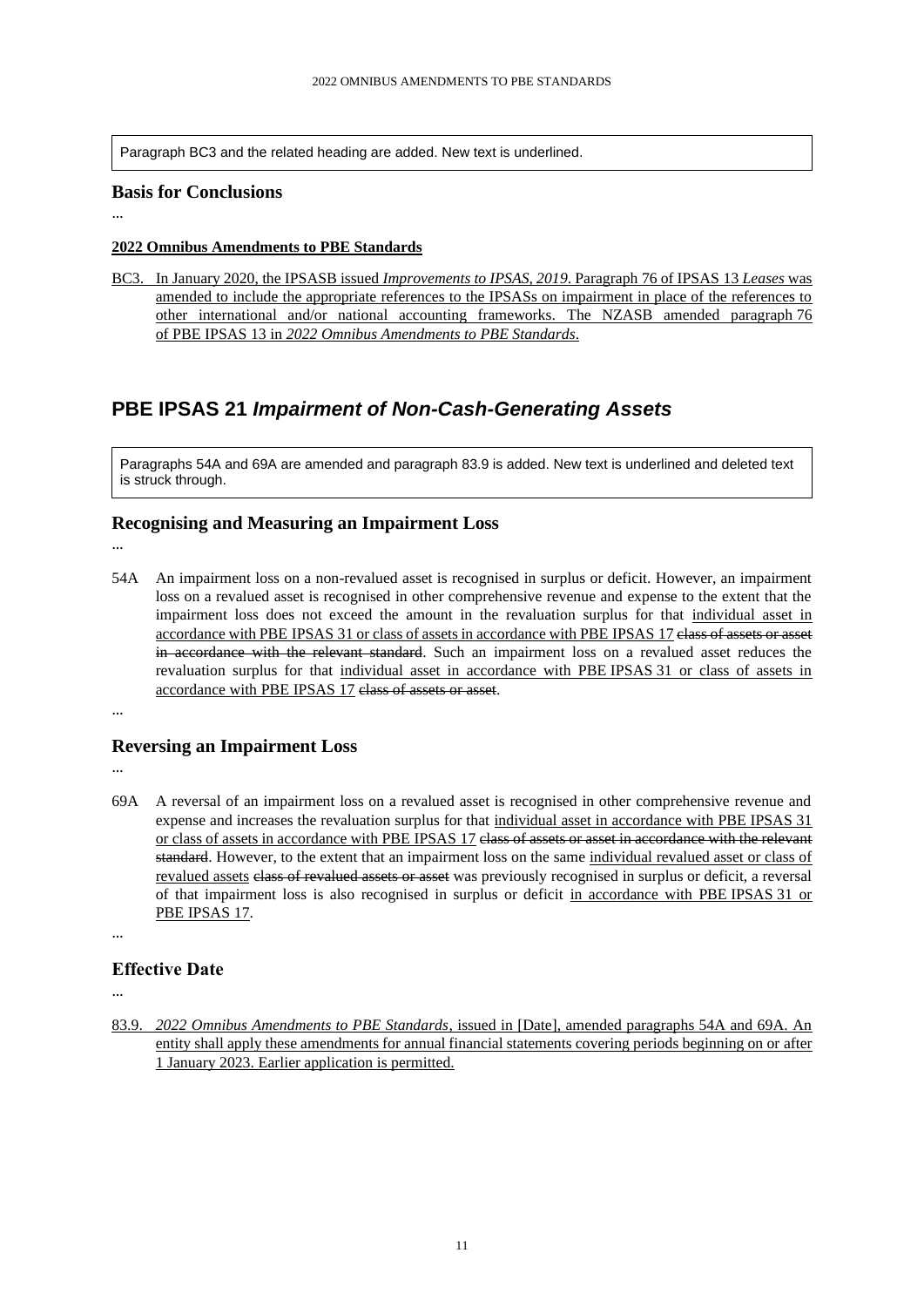Paragraph BC3 and the related heading are added. New text is underlined.

## Basis for Conclusions

...

**2022 Omnibus Amendments to PBE Standards**

BC3. In January 2020, the IPSASB issued *Improvements to IPSAS, 2019*. Paragraph 76 of IPSAS 13 *Leases* was amended to include the appropriate references to the IPSASs on impairment in place of the references to other international and/or national accounting frameworks. The NZASB amended paragraph 76 of PBE IPSAS 13 in *2022 Omnibus Amendments to PBE Standards*.

# PBE IPSAS 21 *Impairment of Non-Cash-Generating Assets*

Paragraphs 54A and 69A are amended and paragraph 83.9 is added. New text is underlined and deleted text is struck through.

## Recognising and Measuring an Impairment Loss

...

54A An impairment loss on a non-revalued asset is recognised in surplus or deficit. However, an impairment loss on a revalued asset is recognised in other comprehensive revenue and expense to the extent that the impairment loss does not exceed the amount in the revaluation surplus for that individual asset in accordance with PBE IPSAS 31 or class of assets in accordance with PBE IPSAS 17 ~~class of assets or asset in accordance with the relevant standard~~. Such an impairment loss on a revalued asset reduces the revaluation surplus for that individual asset in accordance with PBE IPSAS 31 or class of assets in accordance with PBE IPSAS 17 ~~class of assets or asset~~.

...

## Reversing an Impairment Loss

...

69A A reversal of an impairment loss on a revalued asset is recognised in other comprehensive revenue and expense and increases the revaluation surplus for that individual asset in accordance with PBE IPSAS 31 or class of assets in accordance with PBE IPSAS 17 ~~class of assets or asset in accordance with the relevant standard~~. However, to the extent that an impairment loss on the same individual revalued asset or class of revalued assets ~~class of revalued assets or asset~~ was previously recognised in surplus or deficit, a reversal of that impairment loss is also recognised in surplus or deficit in accordance with PBE IPSAS 31 or PBE IPSAS 17.

...

## Effective Date

...

83.9. *2022 Omnibus Amendments to PBE Standards*, issued in [Date], amended paragraphs 54A and 69A. An entity shall apply these amendments for annual financial statements covering periods beginning on or after 1 January 2023. Earlier application is permitted.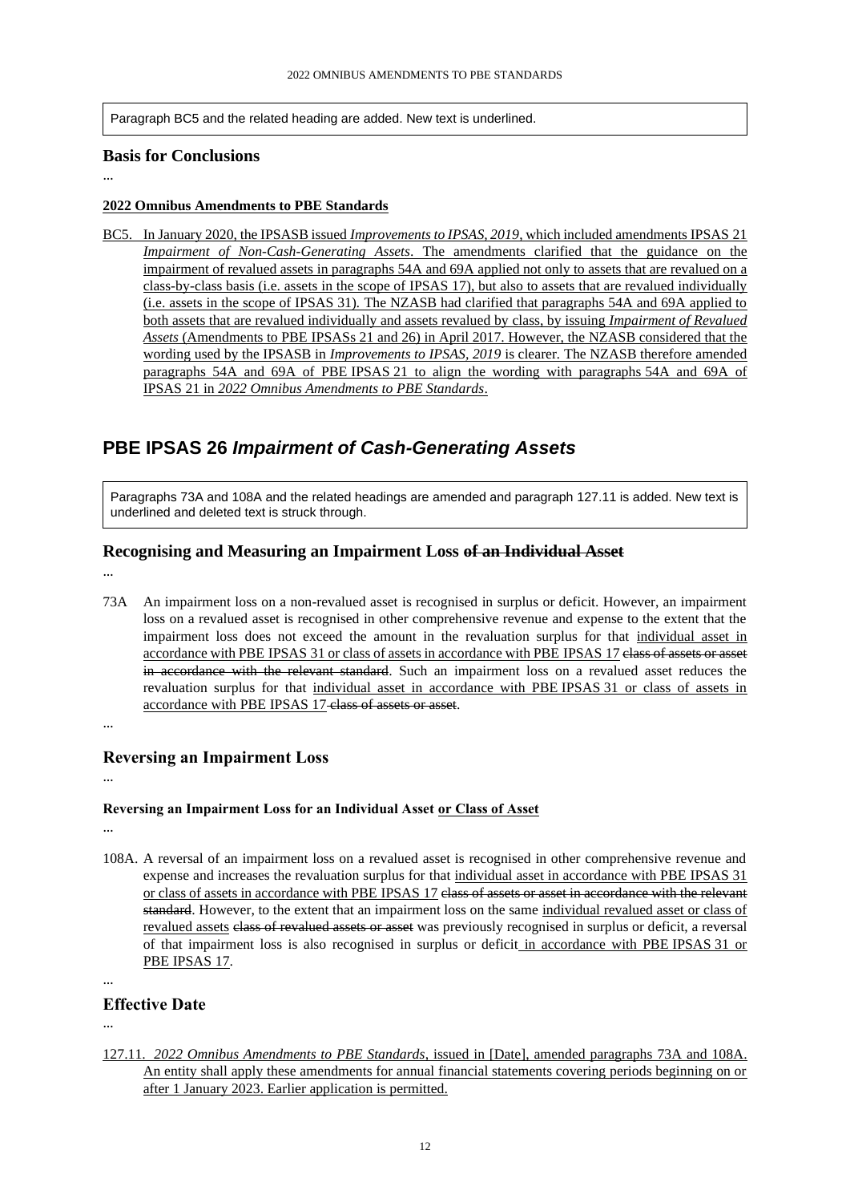Paragraph BC5 and the related heading are added. New text is underlined.

## Basis for Conclusions

...

**<u>2022 Omnibus Amendments to PBE Standards</u>**

<u>BC5. In January 2020, the IPSASB issued *Improvements to IPSAS, 2019*, which included amendments IPSAS 21 *Impairment of Non-Cash-Generating Assets*. The amendments clarified that the guidance on the impairment of revalued assets in paragraphs 54A and 69A applied not only to assets that are revalued on a class-by-class basis (i.e. assets in the scope of IPSAS 17), but also to assets that are revalued individually (i.e. assets in the scope of IPSAS 31). The NZASB had clarified that paragraphs 54A and 69A applied to both assets that are revalued individually and assets revalued by class, by issuing *Impairment of Revalued Assets* (Amendments to PBE IPSASs 21 and 26) in April 2017. However, the NZASB considered that the wording used by the IPSASB in *Improvements to IPSAS, 2019* is clearer. The NZASB therefore amended paragraphs 54A and 69A of PBE IPSAS 21 to align the wording with paragraphs 54A and 69A of IPSAS 21 in *2022 Omnibus Amendments to PBE Standards*.</u>

# PBE IPSAS 26 *Impairment of Cash-Generating Assets*

Paragraphs 73A and 108A and the related headings are amended and paragraph 127.11 is added. New text is underlined and deleted text is struck through.

## Recognising and Measuring an Impairment Loss ~~of an Individual Asset~~

...

73A An impairment loss on a non-revalued asset is recognised in surplus or deficit. However, an impairment loss on a revalued asset is recognised in other comprehensive revenue and expense to the extent that the impairment loss does not exceed the amount in the revaluation surplus for that <u>individual asset in accordance with PBE IPSAS 31 or class of assets in accordance with PBE IPSAS 17</u> ~~class of assets or asset in accordance with the relevant standard~~. Such an impairment loss on a revalued asset reduces the revaluation surplus for that <u>individual asset in accordance with PBE IPSAS 31 or class of assets in accordance with PBE IPSAS 17</u> ~~class of assets or asset~~.

...

## Reversing an Impairment Loss

...

### Reversing an Impairment Loss for an Individual Asset <u>or Class of Asset</u>

...

108A. A reversal of an impairment loss on a revalued asset is recognised in other comprehensive revenue and expense and increases the revaluation surplus for that <u>individual asset in accordance with PBE IPSAS 31 or class of assets in accordance with PBE IPSAS 17</u> ~~class of assets or asset in accordance with the relevant standard~~. However, to the extent that an impairment loss on the same <u>individual revalued asset or class of revalued assets</u> ~~class of revalued assets or asset~~ was previously recognised in surplus or deficit, a reversal of that impairment loss is also recognised in surplus or deficit <u>in accordance with PBE IPSAS 31 or PBE IPSAS 17</u>.

...

## Effective Date

...

<u>127.11. *2022 Omnibus Amendments to PBE Standards*, issued in [Date], amended paragraphs 73A and 108A. An entity shall apply these amendments for annual financial statements covering periods beginning on or after 1 January 2023. Earlier application is permitted.</u>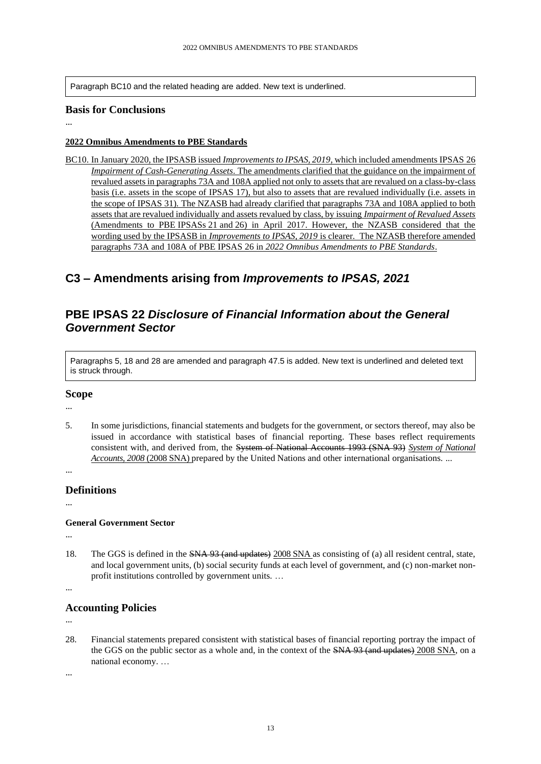Paragraph BC10 and the related heading are added. New text is underlined.

## Basis for Conclusions

...

**2022 Omnibus Amendments to PBE Standards**

BC10. In January 2020, the IPSASB issued *Improvements to IPSAS, 2019*, which included amendments IPSAS 26 *Impairment of Cash-Generating Assets*. The amendments clarified that the guidance on the impairment of revalued assets in paragraphs 73A and 108A applied not only to assets that are revalued on a class-by-class basis (i.e. assets in the scope of IPSAS 17), but also to assets that are revalued individually (i.e. assets in the scope of IPSAS 31). The NZASB had already clarified that paragraphs 73A and 108A applied to both assets that are revalued individually and assets revalued by class, by issuing *Impairment of Revalued Assets* (Amendments to PBE IPSASs 21 and 26) in April 2017. However, the NZASB considered that the wording used by the IPSASB in *Improvements to IPSAS, 2019* is clearer. The NZASB therefore amended paragraphs 73A and 108A of PBE IPSAS 26 in *2022 Omnibus Amendments to PBE Standards*.

# C3 – Amendments arising from *Improvements to IPSAS, 2021*

# PBE IPSAS 22 *Disclosure of Financial Information about the General Government Sector*

Paragraphs 5, 18 and 28 are amended and paragraph 47.5 is added. New text is underlined and deleted text is struck through.

## Scope

...

5. In some jurisdictions, financial statements and budgets for the government, or sectors thereof, may also be issued in accordance with statistical bases of financial reporting. These bases reflect requirements consistent with, and derived from, the ~~System of National Accounts 1993 (SNA 93)~~ *System of National Accounts, 2008* (2008 SNA) prepared by the United Nations and other international organisations. ...

...

## Definitions

...

**General Government Sector**

...

18. The GGS is defined in the ~~SNA 93 (and updates)~~ 2008 SNA as consisting of (a) all resident central, state, and local government units, (b) social security funds at each level of government, and (c) non-market non-profit institutions controlled by government units. …

...

## Accounting Policies

...

28. Financial statements prepared consistent with statistical bases of financial reporting portray the impact of the GGS on the public sector as a whole and, in the context of the ~~SNA 93 (and updates)~~ 2008 SNA, on a national economy. …

...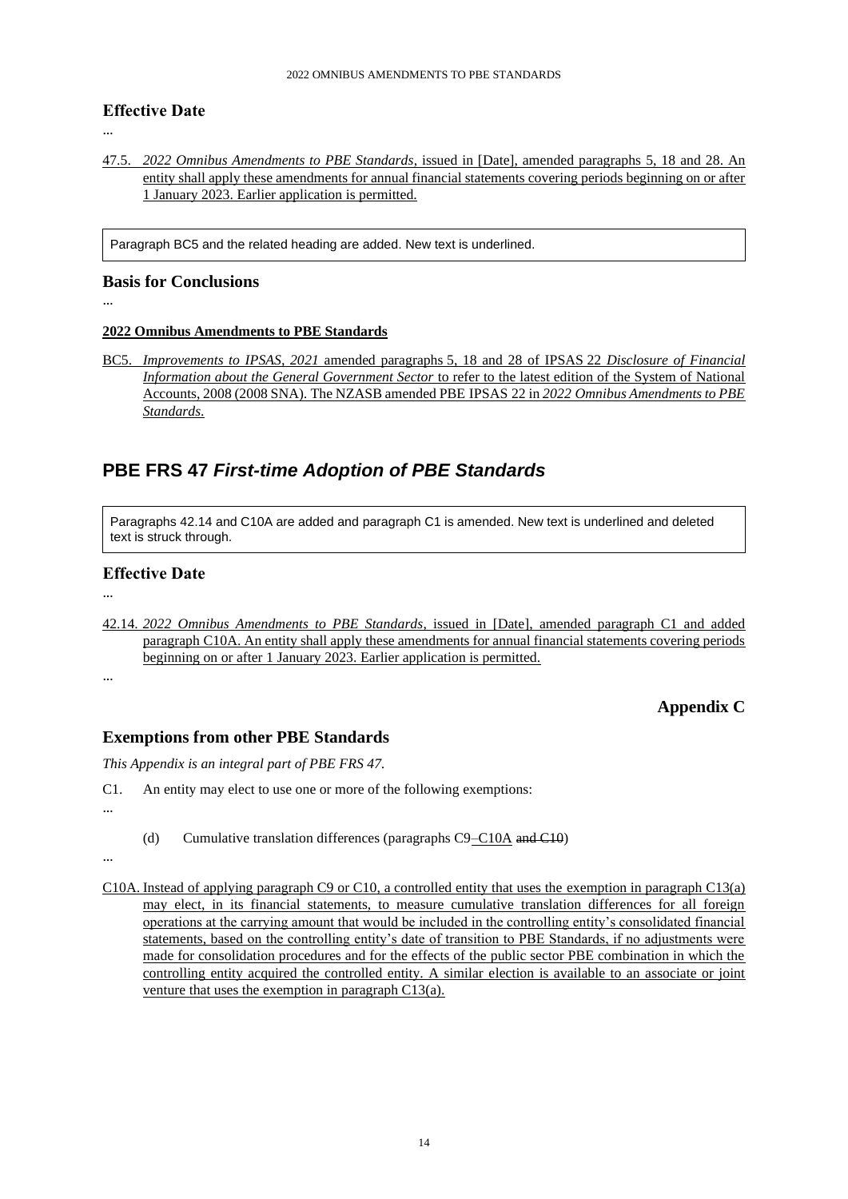## Effective Date

...

47.5. *2022 Omnibus Amendments to PBE Standards*, issued in [Date], amended paragraphs 5, 18 and 28. An entity shall apply these amendments for annual financial statements covering periods beginning on or after 1 January 2023. Earlier application is permitted.

> Paragraph BC5 and the related heading are added. New text is underlined.

## Basis for Conclusions

...

**2022 Omnibus Amendments to PBE Standards**

BC5. *Improvements to IPSAS, 2021* amended paragraphs 5, 18 and 28 of IPSAS 22 *Disclosure of Financial Information about the General Government Sector* to refer to the latest edition of the System of National Accounts, 2008 (2008 SNA). The NZASB amended PBE IPSAS 22 in *2022 Omnibus Amendments to PBE Standards*.

# PBE FRS 47 *First-time Adoption of PBE Standards*

> Paragraphs 42.14 and C10A are added and paragraph C1 is amended. New text is underlined and deleted text is struck through.

## Effective Date

...

42.14. *2022 Omnibus Amendments to PBE Standards*, issued in [Date], amended paragraph C1 and added paragraph C10A. An entity shall apply these amendments for annual financial statements covering periods beginning on or after 1 January 2023. Earlier application is permitted.

...

## Appendix C

## Exemptions from other PBE Standards

*This Appendix is an integral part of PBE FRS 47.*

C1. An entity may elect to use one or more of the following exemptions:

...

(d) Cumulative translation differences (paragraphs C9–C10A ~~and C10~~)

...

C10A. Instead of applying paragraph C9 or C10, a controlled entity that uses the exemption in paragraph C13(a) may elect, in its financial statements, to measure cumulative translation differences for all foreign operations at the carrying amount that would be included in the controlling entity's consolidated financial statements, based on the controlling entity's date of transition to PBE Standards, if no adjustments were made for consolidation procedures and for the effects of the public sector PBE combination in which the controlling entity acquired the controlled entity. A similar election is available to an associate or joint venture that uses the exemption in paragraph C13(a).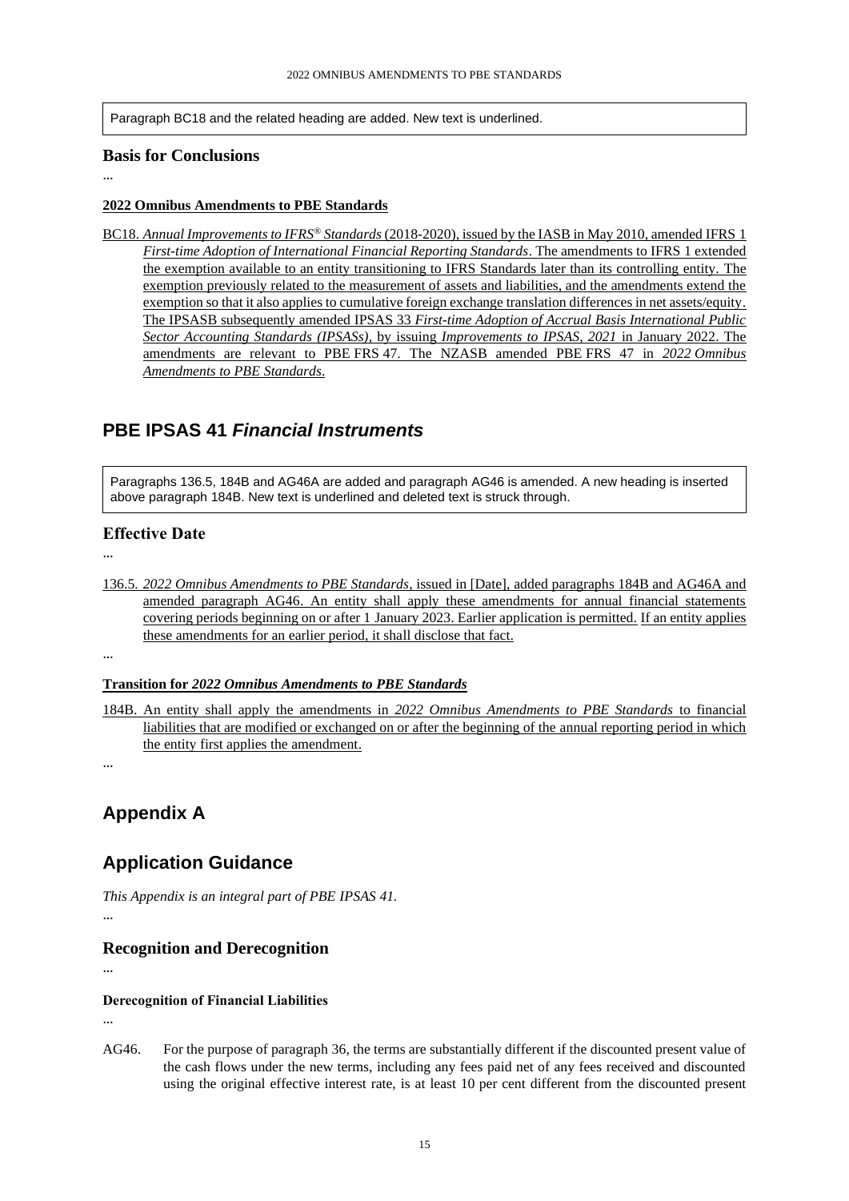Paragraph BC18 and the related heading are added. New text is underlined.

## Basis for Conclusions

...

**2022 Omnibus Amendments to PBE Standards**

BC18. *Annual Improvements to IFRS® Standards* (2018-2020), issued by the IASB in May 2010, amended IFRS 1 *First-time Adoption of International Financial Reporting Standards*. The amendments to IFRS 1 extended the exemption available to an entity transitioning to IFRS Standards later than its controlling entity. The exemption previously related to the measurement of assets and liabilities, and the amendments extend the exemption so that it also applies to cumulative foreign exchange translation differences in net assets/equity. The IPSASB subsequently amended IPSAS 33 *First-time Adoption of Accrual Basis International Public Sector Accounting Standards (IPSASs)*, by issuing *Improvements to IPSAS, 2021* in January 2022. The amendments are relevant to PBE FRS 47. The NZASB amended PBE FRS 47 in *2022 Omnibus Amendments to PBE Standards*.

# PBE IPSAS 41 *Financial Instruments*

Paragraphs 136.5, 184B and AG46A are added and paragraph AG46 is amended. A new heading is inserted above paragraph 184B. New text is underlined and deleted text is struck through.

## Effective Date

...

136.5. *2022 Omnibus Amendments to PBE Standards*, issued in [Date], added paragraphs 184B and AG46A and amended paragraph AG46. An entity shall apply these amendments for annual financial statements covering periods beginning on or after 1 January 2023. Earlier application is permitted. If an entity applies these amendments for an earlier period, it shall disclose that fact.

...

**Transition for *2022 Omnibus Amendments to PBE Standards***

184B. An entity shall apply the amendments in *2022 Omnibus Amendments to PBE Standards* to financial liabilities that are modified or exchanged on or after the beginning of the annual reporting period in which the entity first applies the amendment.

...

# Appendix A

# Application Guidance

*This Appendix is an integral part of PBE IPSAS 41.*

...

## Recognition and Derecognition

...

**Derecognition of Financial Liabilities**

...

AG46. For the purpose of paragraph 36, the terms are substantially different if the discounted present value of the cash flows under the new terms, including any fees paid net of any fees received and discounted using the original effective interest rate, is at least 10 per cent different from the discounted present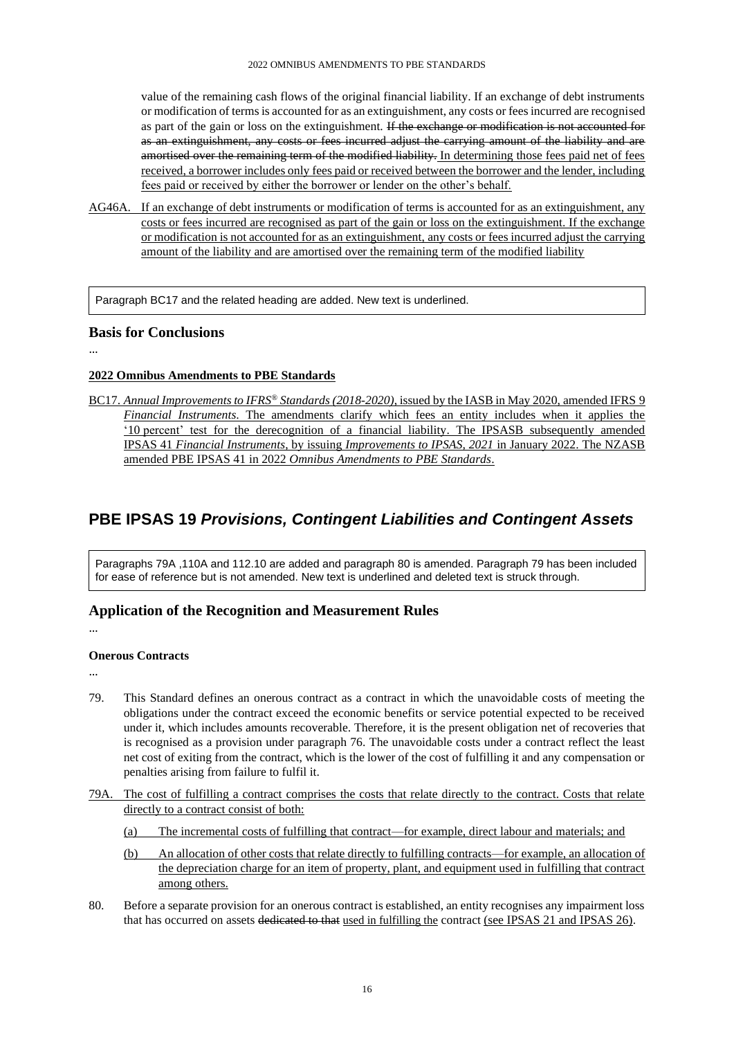value of the remaining cash flows of the original financial liability. If an exchange of debt instruments or modification of terms is accounted for as an extinguishment, any costs or fees incurred are recognised as part of the gain or loss on the extinguishment. ~~If the exchange or modification is not accounted for as an extinguishment, any costs or fees incurred adjust the carrying amount of the liability and are amortised over the remaining term of the modified liability.~~ <u>In determining those fees paid net of fees received, a borrower includes only fees paid or received between the borrower and the lender, including fees paid or received by either the borrower or lender on the other's behalf.</u>

<u>AG46A.</u> <u>If an exchange of debt instruments or modification of terms is accounted for as an extinguishment, any costs or fees incurred are recognised as part of the gain or loss on the extinguishment. If the exchange or modification is not accounted for as an extinguishment, any costs or fees incurred adjust the carrying amount of the liability and are amortised over the remaining term of the modified liability</u>

Paragraph BC17 and the related heading are added. New text is underlined.

### Basis for Conclusions

...

**<u>2022 Omnibus Amendments to PBE Standards</u>**

<u>BC17.</u> <u>*Annual Improvements to IFRS® Standards (2018-2020)*, issued by the IASB in May 2020, amended IFRS 9 *Financial Instruments*. The amendments clarify which fees an entity includes when it applies the '10 percent' test for the derecognition of a financial liability. The IPSASB subsequently amended IPSAS 41 *Financial Instruments*, by issuing *Improvements to IPSAS, 2021* in January 2022. The NZASB amended PBE IPSAS 41 in 2022 *Omnibus Amendments to PBE Standards*.</u>

## PBE IPSAS 19 *Provisions, Contingent Liabilities and Contingent Assets*

Paragraphs 79A ,110A and 112.10 are added and paragraph 80 is amended. Paragraph 79 has been included for ease of reference but is not amended. New text is underlined and deleted text is struck through.

### Application of the Recognition and Measurement Rules

...

**Onerous Contracts**

...

79. This Standard defines an onerous contract as a contract in which the unavoidable costs of meeting the obligations under the contract exceed the economic benefits or service potential expected to be received under it, which includes amounts recoverable. Therefore, it is the present obligation net of recoveries that is recognised as a provision under paragraph 76. The unavoidable costs under a contract reflect the least net cost of exiting from the contract, which is the lower of the cost of fulfilling it and any compensation or penalties arising from failure to fulfil it.

<u>79A.</u> <u>The cost of fulfilling a contract comprises the costs that relate directly to the contract. Costs that relate directly to a contract consist of both:</u>

(a) <u>The incremental costs of fulfilling that contract—for example, direct labour and materials; and</u>

(b) <u>An allocation of other costs that relate directly to fulfilling contracts—for example, an allocation of the depreciation charge for an item of property, plant, and equipment used in fulfilling that contract among others.</u>

80. Before a separate provision for an onerous contract is established, an entity recognises any impairment loss that has occurred on assets ~~dedicated to that~~ <u>used in fulfilling the</u> contract <u>(see IPSAS 21 and IPSAS 26)</u>.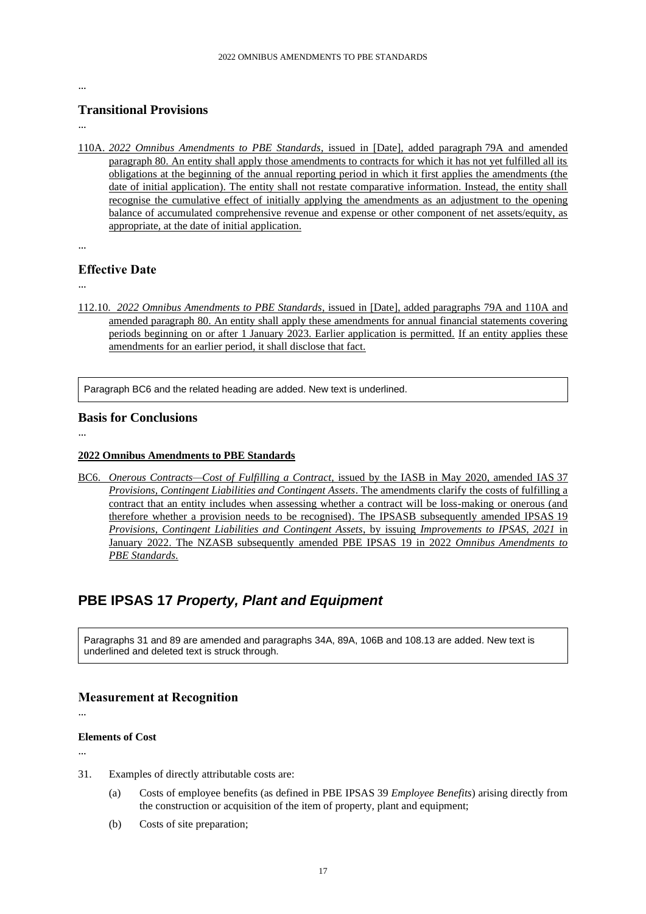...

## Transitional Provisions

...

110A. *2022 Omnibus Amendments to PBE Standards*, issued in [Date], added paragraph 79A and amended paragraph 80. An entity shall apply those amendments to contracts for which it has not yet fulfilled all its obligations at the beginning of the annual reporting period in which it first applies the amendments (the date of initial application). The entity shall not restate comparative information. Instead, the entity shall recognise the cumulative effect of initially applying the amendments as an adjustment to the opening balance of accumulated comprehensive revenue and expense or other component of net assets/equity, as appropriate, at the date of initial application.

...

## Effective Date

...

112.10. *2022 Omnibus Amendments to PBE Standards*, issued in [Date], added paragraphs 79A and 110A and amended paragraph 80. An entity shall apply these amendments for annual financial statements covering periods beginning on or after 1 January 2023. Earlier application is permitted. If an entity applies these amendments for an earlier period, it shall disclose that fact.

Paragraph BC6 and the related heading are added. New text is underlined.

## Basis for Conclusions

...

**2022 Omnibus Amendments to PBE Standards**

BC6. *Onerous Contracts—Cost of Fulfilling a Contract*, issued by the IASB in May 2020, amended IAS 37 *Provisions, Contingent Liabilities and Contingent Assets*. The amendments clarify the costs of fulfilling a contract that an entity includes when assessing whether a contract will be loss-making or onerous (and therefore whether a provision needs to be recognised). The IPSASB subsequently amended IPSAS 19 *Provisions, Contingent Liabilities and Contingent Assets*, by issuing *Improvements to IPSAS, 2021* in January 2022. The NZASB subsequently amended PBE IPSAS 19 in 2022 *Omnibus Amendments to PBE Standards*.

# PBE IPSAS 17 *Property, Plant and Equipment*

Paragraphs 31 and 89 are amended and paragraphs 34A, 89A, 106B and 108.13 are added. New text is underlined and deleted text is struck through.

## Measurement at Recognition

...

**Elements of Cost**

...

31. Examples of directly attributable costs are:

    (a) Costs of employee benefits (as defined in PBE IPSAS 39 *Employee Benefits*) arising directly from the construction or acquisition of the item of property, plant and equipment;

    (b) Costs of site preparation;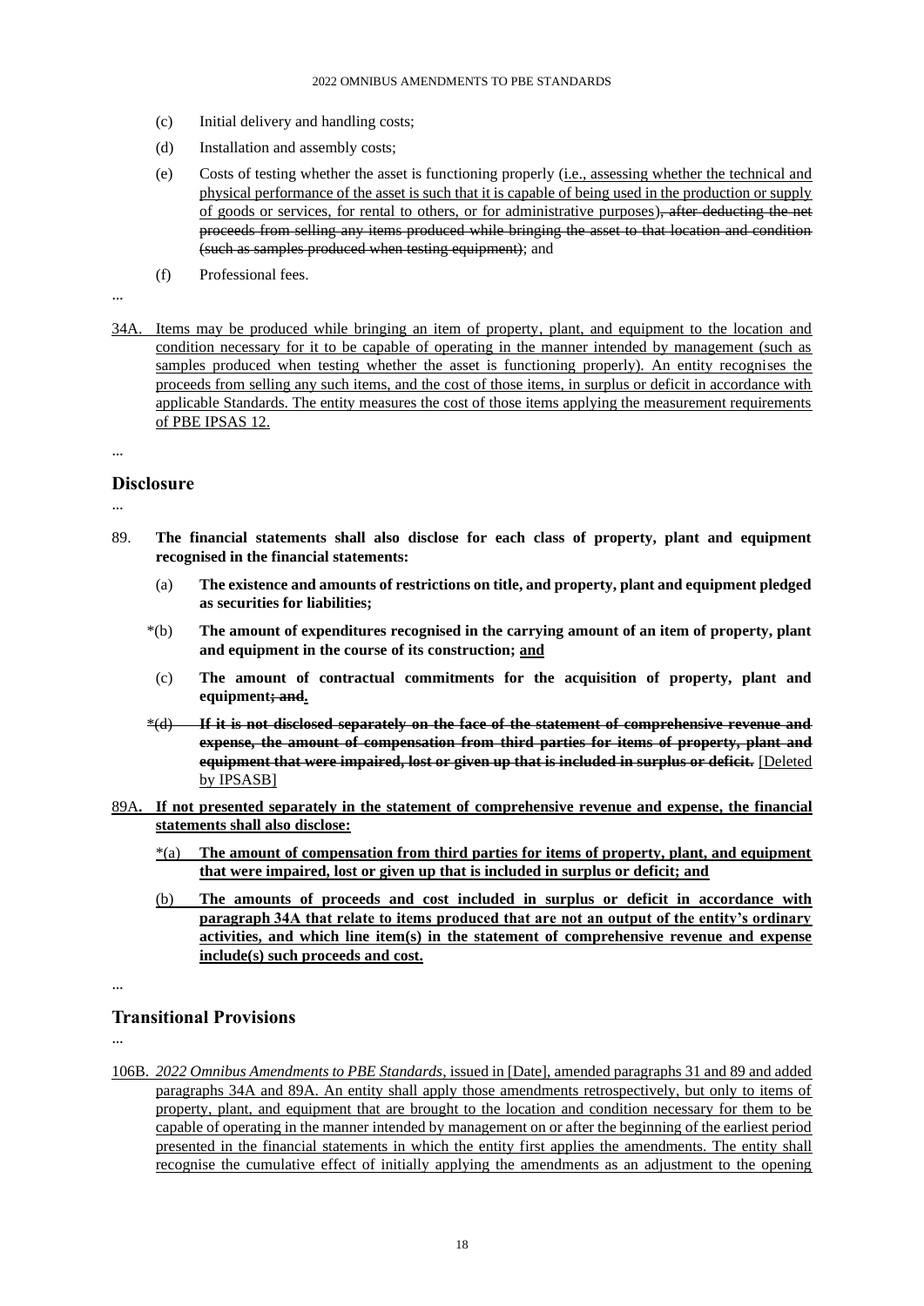(c) Initial delivery and handling costs;

(d) Installation and assembly costs;

(e) Costs of testing whether the asset is functioning properly (<u>i.e., assessing whether the technical and physical performance of the asset is such that it is capable of being used in the production or supply of goods or services, for rental to others, or for administrative purposes</u>)~~, after deducting the net proceeds from selling any items produced while bringing the asset to that location and condition (such as samples produced when testing equipment)~~; and

(f) Professional fees.

...

<u>34A. Items may be produced while bringing an item of property, plant, and equipment to the location and condition necessary for it to be capable of operating in the manner intended by management (such as samples produced when testing whether the asset is functioning properly). An entity recognises the proceeds from selling any such items, and the cost of those items, in surplus or deficit in accordance with applicable Standards. The entity measures the cost of those items applying the measurement requirements of PBE IPSAS 12.</u>

...

## Disclosure

...

89. **The financial statements shall also disclose for each class of property, plant and equipment recognised in the financial statements:**

(a) **The existence and amounts of restrictions on title, and property, plant and equipment pledged as securities for liabilities;**

*(b) **The amount of expenditures recognised in the carrying amount of an item of property, plant and equipment in the course of its construction; <u>and</u>**

(c) **The amount of contractual commitments for the acquisition of property, plant and equipment~~; and~~<u>.</u>**

~~*(d) **If it is not disclosed separately on the face of the statement of comprehensive revenue and expense, the amount of compensation from third parties for items of property, plant and equipment that were impaired, lost or given up that is included in surplus or deficit.**~~ <u>[Deleted by IPSASB]</u>

<u>89A.</u> **<u>If not presented separately in the statement of comprehensive revenue and expense, the financial statements shall also disclose:</u>**

<u>*(a)</u> **<u>The amount of compensation from third parties for items of property, plant, and equipment that were impaired, lost or given up that is included in surplus or deficit; and</u>**

<u>(b)</u> **<u>The amounts of proceeds and cost included in surplus or deficit in accordance with paragraph 34A that relate to items produced that are not an output of the entity's ordinary activities, and which line item(s) in the statement of comprehensive revenue and expense include(s) such proceeds and cost.</u>**

...

## Transitional Provisions

...

<u>106B. *2022 Omnibus Amendments to PBE Standards*, issued in [Date], amended paragraphs 31 and 89 and added paragraphs 34A and 89A. An entity shall apply those amendments retrospectively, but only to items of property, plant, and equipment that are brought to the location and condition necessary for them to be capable of operating in the manner intended by management on or after the beginning of the earliest period presented in the financial statements in which the entity first applies the amendments. The entity shall recognise the cumulative effect of initially applying the amendments as an adjustment to the opening</u>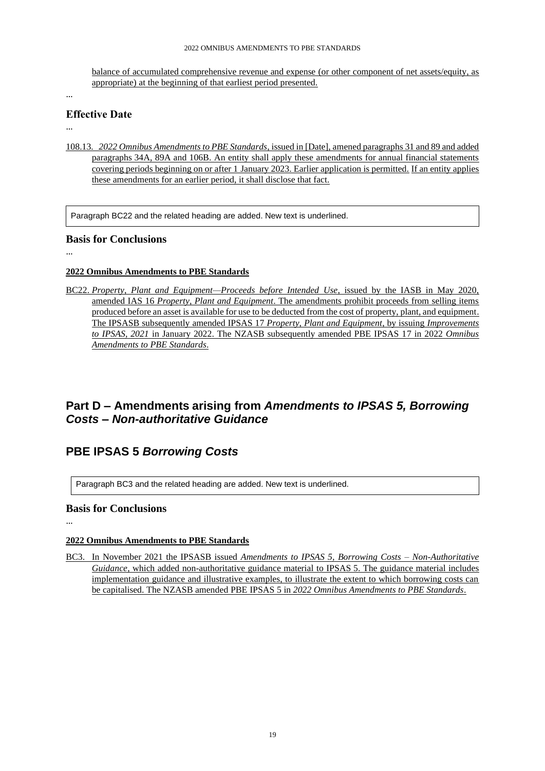balance of accumulated comprehensive revenue and expense (or other component of net assets/equity, as appropriate) at the beginning of that earliest period presented.

...

## Effective Date

...

108.13. *2022 Omnibus Amendments to PBE Standards*, issued in [Date], amened paragraphs 31 and 89 and added paragraphs 34A, 89A and 106B. An entity shall apply these amendments for annual financial statements covering periods beginning on or after 1 January 2023. Earlier application is permitted. If an entity applies these amendments for an earlier period, it shall disclose that fact.

> Paragraph BC22 and the related heading are added. New text is underlined.

## Basis for Conclusions

...

**2022 Omnibus Amendments to PBE Standards**

BC22. *Property, Plant and Equipment—Proceeds before Intended Use*, issued by the IASB in May 2020, amended IAS 16 *Property, Plant and Equipment*. The amendments prohibit proceeds from selling items produced before an asset is available for use to be deducted from the cost of property, plant, and equipment. The IPSASB subsequently amended IPSAS 17 *Property, Plant and Equipment*, by issuing *Improvements to IPSAS, 2021* in January 2022. The NZASB subsequently amended PBE IPSAS 17 in 2022 *Omnibus Amendments to PBE Standards*.

# Part D – Amendments arising from *Amendments to IPSAS 5, Borrowing Costs – Non-authoritative Guidance*

# PBE IPSAS 5 *Borrowing Costs*

> Paragraph BC3 and the related heading are added. New text is underlined.

## Basis for Conclusions

...

**2022 Omnibus Amendments to PBE Standards**

BC3. In November 2021 the IPSASB issued *Amendments to IPSAS 5, Borrowing Costs – Non-Authoritative Guidance*, which added non-authoritative guidance material to IPSAS 5. The guidance material includes implementation guidance and illustrative examples, to illustrate the extent to which borrowing costs can be capitalised. The NZASB amended PBE IPSAS 5 in *2022 Omnibus Amendments to PBE Standards*.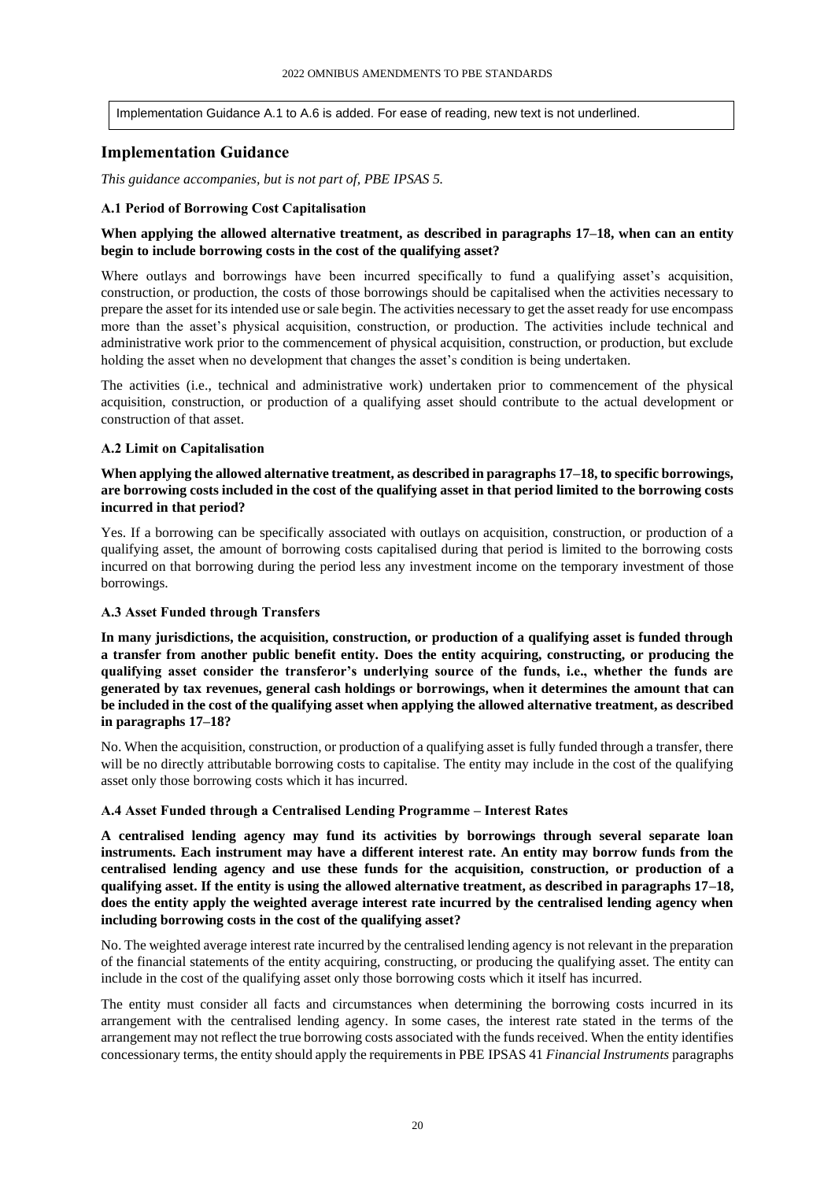Implementation Guidance A.1 to A.6 is added. For ease of reading, new text is not underlined.

## Implementation Guidance

*This guidance accompanies, but is not part of, PBE IPSAS 5.*

### A.1 Period of Borrowing Cost Capitalisation

**When applying the allowed alternative treatment, as described in paragraphs 17–18, when can an entity begin to include borrowing costs in the cost of the qualifying asset?**

Where outlays and borrowings have been incurred specifically to fund a qualifying asset's acquisition, construction, or production, the costs of those borrowings should be capitalised when the activities necessary to prepare the asset for its intended use or sale begin. The activities necessary to get the asset ready for use encompass more than the asset's physical acquisition, construction, or production. The activities include technical and administrative work prior to the commencement of physical acquisition, construction, or production, but exclude holding the asset when no development that changes the asset's condition is being undertaken.

The activities (i.e., technical and administrative work) undertaken prior to commencement of the physical acquisition, construction, or production of a qualifying asset should contribute to the actual development or construction of that asset.

### A.2 Limit on Capitalisation

**When applying the allowed alternative treatment, as described in paragraphs 17–18, to specific borrowings, are borrowing costs included in the cost of the qualifying asset in that period limited to the borrowing costs incurred in that period?**

Yes. If a borrowing can be specifically associated with outlays on acquisition, construction, or production of a qualifying asset, the amount of borrowing costs capitalised during that period is limited to the borrowing costs incurred on that borrowing during the period less any investment income on the temporary investment of those borrowings.

### A.3 Asset Funded through Transfers

**In many jurisdictions, the acquisition, construction, or production of a qualifying asset is funded through a transfer from another public benefit entity. Does the entity acquiring, constructing, or producing the qualifying asset consider the transferor's underlying source of the funds, i.e., whether the funds are generated by tax revenues, general cash holdings or borrowings, when it determines the amount that can be included in the cost of the qualifying asset when applying the allowed alternative treatment, as described in paragraphs 17–18?**

No. When the acquisition, construction, or production of a qualifying asset is fully funded through a transfer, there will be no directly attributable borrowing costs to capitalise. The entity may include in the cost of the qualifying asset only those borrowing costs which it has incurred.

### A.4 Asset Funded through a Centralised Lending Programme – Interest Rates

**A centralised lending agency may fund its activities by borrowings through several separate loan instruments. Each instrument may have a different interest rate. An entity may borrow funds from the centralised lending agency and use these funds for the acquisition, construction, or production of a qualifying asset. If the entity is using the allowed alternative treatment, as described in paragraphs 17–18, does the entity apply the weighted average interest rate incurred by the centralised lending agency when including borrowing costs in the cost of the qualifying asset?**

No. The weighted average interest rate incurred by the centralised lending agency is not relevant in the preparation of the financial statements of the entity acquiring, constructing, or producing the qualifying asset. The entity can include in the cost of the qualifying asset only those borrowing costs which it itself has incurred.

The entity must consider all facts and circumstances when determining the borrowing costs incurred in its arrangement with the centralised lending agency. In some cases, the interest rate stated in the terms of the arrangement may not reflect the true borrowing costs associated with the funds received. When the entity identifies concessionary terms, the entity should apply the requirements in PBE IPSAS 41 *Financial Instruments* paragraphs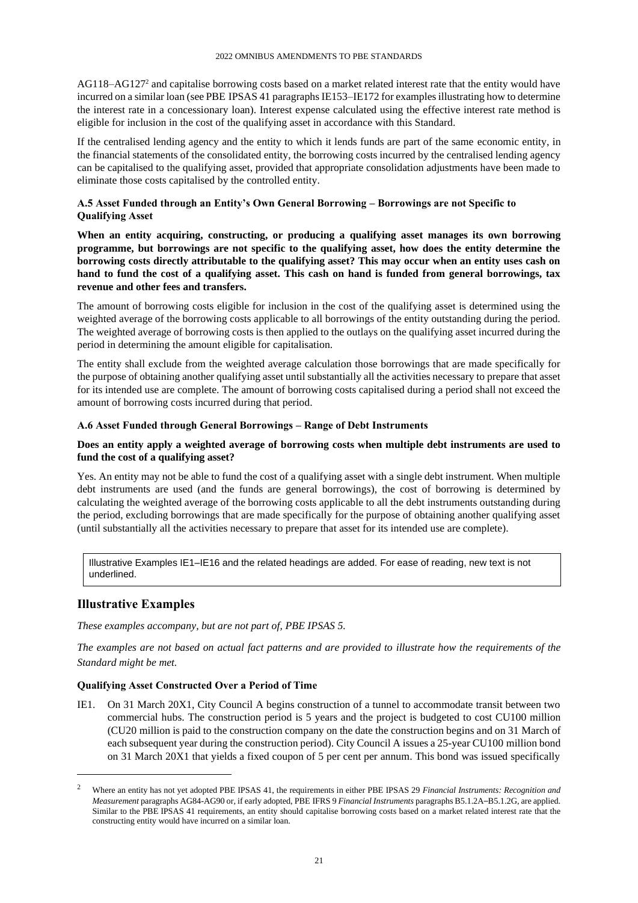AG118–AG127[2] and capitalise borrowing costs based on a market related interest rate that the entity would have incurred on a similar loan (see PBE IPSAS 41 paragraphs IE153–IE172 for examples illustrating how to determine the interest rate in a concessionary loan). Interest expense calculated using the effective interest rate method is eligible for inclusion in the cost of the qualifying asset in accordance with this Standard.

If the centralised lending agency and the entity to which it lends funds are part of the same economic entity, in the financial statements of the consolidated entity, the borrowing costs incurred by the centralised lending agency can be capitalised to the qualifying asset, provided that appropriate consolidation adjustments have been made to eliminate those costs capitalised by the controlled entity.

### A.5 Asset Funded through an Entity's Own General Borrowing – Borrowings are not Specific to Qualifying Asset

**When an entity acquiring, constructing, or producing a qualifying asset manages its own borrowing programme, but borrowings are not specific to the qualifying asset, how does the entity determine the borrowing costs directly attributable to the qualifying asset? This may occur when an entity uses cash on hand to fund the cost of a qualifying asset. This cash on hand is funded from general borrowings, tax revenue and other fees and transfers.**

The amount of borrowing costs eligible for inclusion in the cost of the qualifying asset is determined using the weighted average of the borrowing costs applicable to all borrowings of the entity outstanding during the period. The weighted average of borrowing costs is then applied to the outlays on the qualifying asset incurred during the period in determining the amount eligible for capitalisation.

The entity shall exclude from the weighted average calculation those borrowings that are made specifically for the purpose of obtaining another qualifying asset until substantially all the activities necessary to prepare that asset for its intended use are complete. The amount of borrowing costs capitalised during a period shall not exceed the amount of borrowing costs incurred during that period.

### A.6 Asset Funded through General Borrowings – Range of Debt Instruments

**Does an entity apply a weighted average of borrowing costs when multiple debt instruments are used to fund the cost of a qualifying asset?**

Yes. An entity may not be able to fund the cost of a qualifying asset with a single debt instrument. When multiple debt instruments are used (and the funds are general borrowings), the cost of borrowing is determined by calculating the weighted average of the borrowing costs applicable to all the debt instruments outstanding during the period, excluding borrowings that are made specifically for the purpose of obtaining another qualifying asset (until substantially all the activities necessary to prepare that asset for its intended use are complete).

Illustrative Examples IE1–IE16 and the related headings are added. For ease of reading, new text is not underlined.

## Illustrative Examples

*These examples accompany, but are not part of, PBE IPSAS 5.*

*The examples are not based on actual fact patterns and are provided to illustrate how the requirements of the Standard might be met.*

### Qualifying Asset Constructed Over a Period of Time

IE1. On 31 March 20X1, City Council A begins construction of a tunnel to accommodate transit between two commercial hubs. The construction period is 5 years and the project is budgeted to cost CU100 million (CU20 million is paid to the construction company on the date the construction begins and on 31 March of each subsequent year during the construction period). City Council A issues a 25-year CU100 million bond on 31 March 20X1 that yields a fixed coupon of 5 per cent per annum. This bond was issued specifically

[2] Where an entity has not yet adopted PBE IPSAS 41, the requirements in either PBE IPSAS 29 *Financial Instruments: Recognition and Measurement* paragraphs AG84-AG90 or, if early adopted, PBE IFRS 9 *Financial Instruments* paragraphs B5.1.2A–B5.1.2G, are applied. Similar to the PBE IPSAS 41 requirements, an entity should capitalise borrowing costs based on a market related interest rate that the constructing entity would have incurred on a similar loan.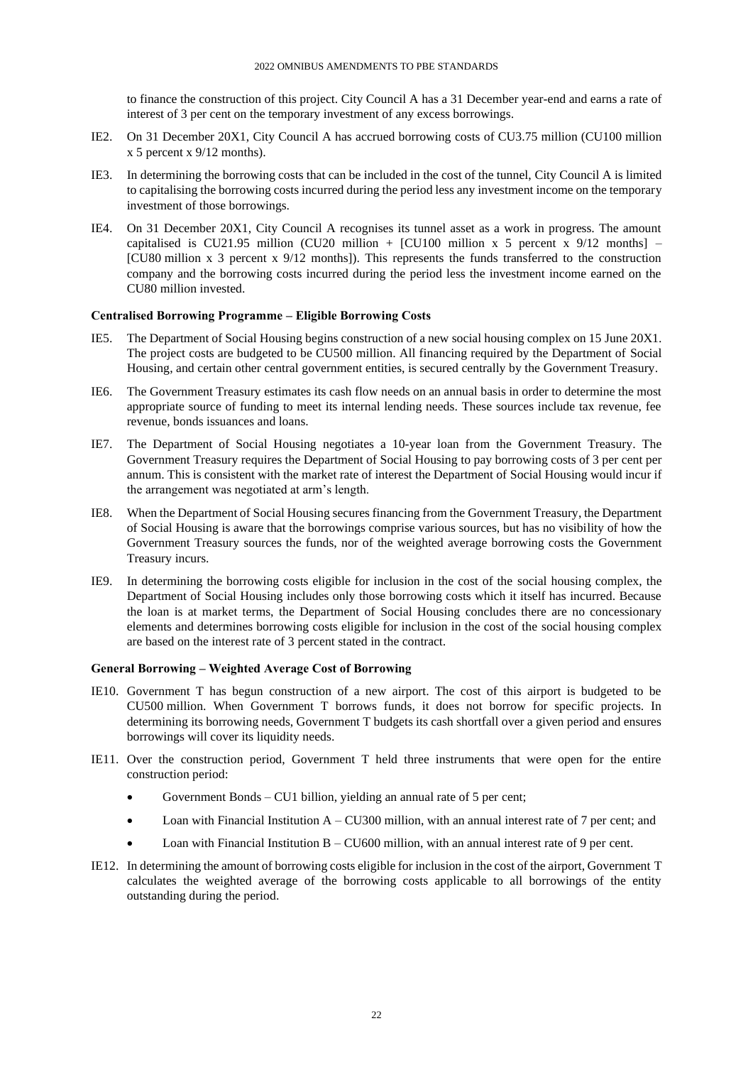to finance the construction of this project. City Council A has a 31 December year-end and earns a rate of interest of 3 per cent on the temporary investment of any excess borrowings.

IE2. On 31 December 20X1, City Council A has accrued borrowing costs of CU3.75 million (CU100 million x 5 percent x 9/12 months).

IE3. In determining the borrowing costs that can be included in the cost of the tunnel, City Council A is limited to capitalising the borrowing costs incurred during the period less any investment income on the temporary investment of those borrowings.

IE4. On 31 December 20X1, City Council A recognises its tunnel asset as a work in progress. The amount capitalised is CU21.95 million (CU20 million + [CU100 million x 5 percent x 9/12 months] – [CU80 million x 3 percent x 9/12 months]). This represents the funds transferred to the construction company and the borrowing costs incurred during the period less the investment income earned on the CU80 million invested.

### Centralised Borrowing Programme – Eligible Borrowing Costs

IE5. The Department of Social Housing begins construction of a new social housing complex on 15 June 20X1. The project costs are budgeted to be CU500 million. All financing required by the Department of Social Housing, and certain other central government entities, is secured centrally by the Government Treasury.

IE6. The Government Treasury estimates its cash flow needs on an annual basis in order to determine the most appropriate source of funding to meet its internal lending needs. These sources include tax revenue, fee revenue, bonds issuances and loans.

IE7. The Department of Social Housing negotiates a 10-year loan from the Government Treasury. The Government Treasury requires the Department of Social Housing to pay borrowing costs of 3 per cent per annum. This is consistent with the market rate of interest the Department of Social Housing would incur if the arrangement was negotiated at arm's length.

IE8. When the Department of Social Housing secures financing from the Government Treasury, the Department of Social Housing is aware that the borrowings comprise various sources, but has no visibility of how the Government Treasury sources the funds, nor of the weighted average borrowing costs the Government Treasury incurs.

IE9. In determining the borrowing costs eligible for inclusion in the cost of the social housing complex, the Department of Social Housing includes only those borrowing costs which it itself has incurred. Because the loan is at market terms, the Department of Social Housing concludes there are no concessionary elements and determines borrowing costs eligible for inclusion in the cost of the social housing complex are based on the interest rate of 3 percent stated in the contract.

### General Borrowing – Weighted Average Cost of Borrowing

IE10. Government T has begun construction of a new airport. The cost of this airport is budgeted to be CU500 million. When Government T borrows funds, it does not borrow for specific projects. In determining its borrowing needs, Government T budgets its cash shortfall over a given period and ensures borrowings will cover its liquidity needs.

IE11. Over the construction period, Government T held three instruments that were open for the entire construction period:

- Government Bonds – CU1 billion, yielding an annual rate of 5 per cent;
- Loan with Financial Institution A – CU300 million, with an annual interest rate of 7 per cent; and
- Loan with Financial Institution B – CU600 million, with an annual interest rate of 9 per cent.

IE12. In determining the amount of borrowing costs eligible for inclusion in the cost of the airport, Government T calculates the weighted average of the borrowing costs applicable to all borrowings of the entity outstanding during the period.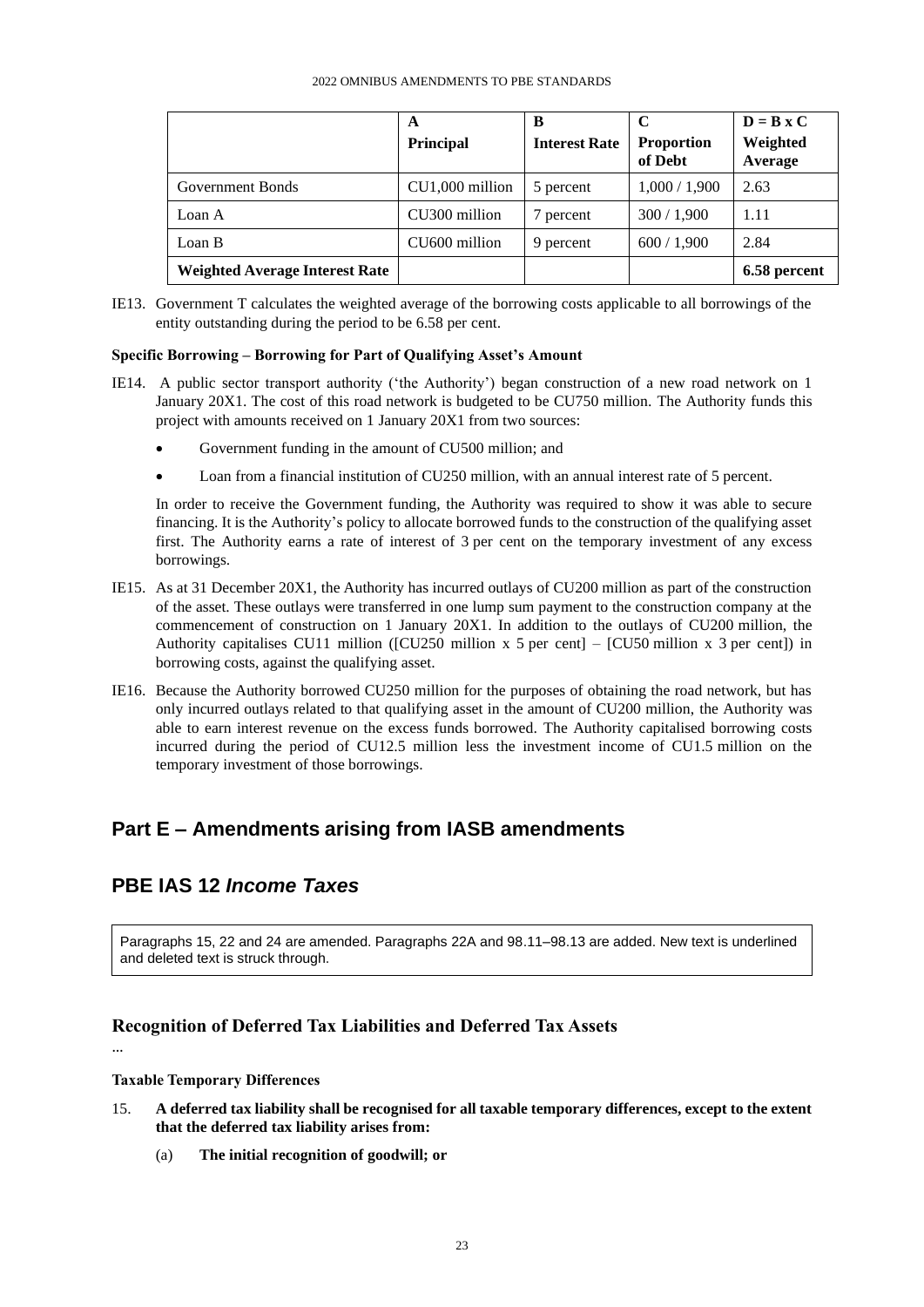| | A<br>Principal | B<br>Interest Rate | C<br>Proportion of Debt | D = B x C<br>Weighted Average |
|---|---|---|---|---|
| Government Bonds | CU1,000 million | 5 percent | 1,000 / 1,900 | 2.63 |
| Loan A | CU300 million | 7 percent | 300 / 1,900 | 1.11 |
| Loan B | CU600 million | 9 percent | 600 / 1,900 | 2.84 |
| **Weighted Average Interest Rate** | | | | **6.58 percent** |

IE13. Government T calculates the weighted average of the borrowing costs applicable to all borrowings of the entity outstanding during the period to be 6.58 per cent.

**Specific Borrowing – Borrowing for Part of Qualifying Asset's Amount**

IE14. A public sector transport authority ('the Authority') began construction of a new road network on 1 January 20X1. The cost of this road network is budgeted to be CU750 million. The Authority funds this project with amounts received on 1 January 20X1 from two sources:

- Government funding in the amount of CU500 million; and
- Loan from a financial institution of CU250 million, with an annual interest rate of 5 percent.

In order to receive the Government funding, the Authority was required to show it was able to secure financing. It is the Authority's policy to allocate borrowed funds to the construction of the qualifying asset first. The Authority earns a rate of interest of 3 per cent on the temporary investment of any excess borrowings.

IE15. As at 31 December 20X1, the Authority has incurred outlays of CU200 million as part of the construction of the asset. These outlays were transferred in one lump sum payment to the construction company at the commencement of construction on 1 January 20X1. In addition to the outlays of CU200 million, the Authority capitalises CU11 million ([CU250 million x 5 per cent] – [CU50 million x 3 per cent]) in borrowing costs, against the qualifying asset.

IE16. Because the Authority borrowed CU250 million for the purposes of obtaining the road network, but has only incurred outlays related to that qualifying asset in the amount of CU200 million, the Authority was able to earn interest revenue on the excess funds borrowed. The Authority capitalised borrowing costs incurred during the period of CU12.5 million less the investment income of CU1.5 million on the temporary investment of those borrowings.

# Part E – Amendments arising from IASB amendments

## PBE IAS 12 *Income Taxes*

Paragraphs 15, 22 and 24 are amended. Paragraphs 22A and 98.11–98.13 are added. New text is underlined and deleted text is struck through.

### Recognition of Deferred Tax Liabilities and Deferred Tax Assets

...

**Taxable Temporary Differences**

15. **A deferred tax liability shall be recognised for all taxable temporary differences, except to the extent that the deferred tax liability arises from:**

    (a) **The initial recognition of goodwill; or**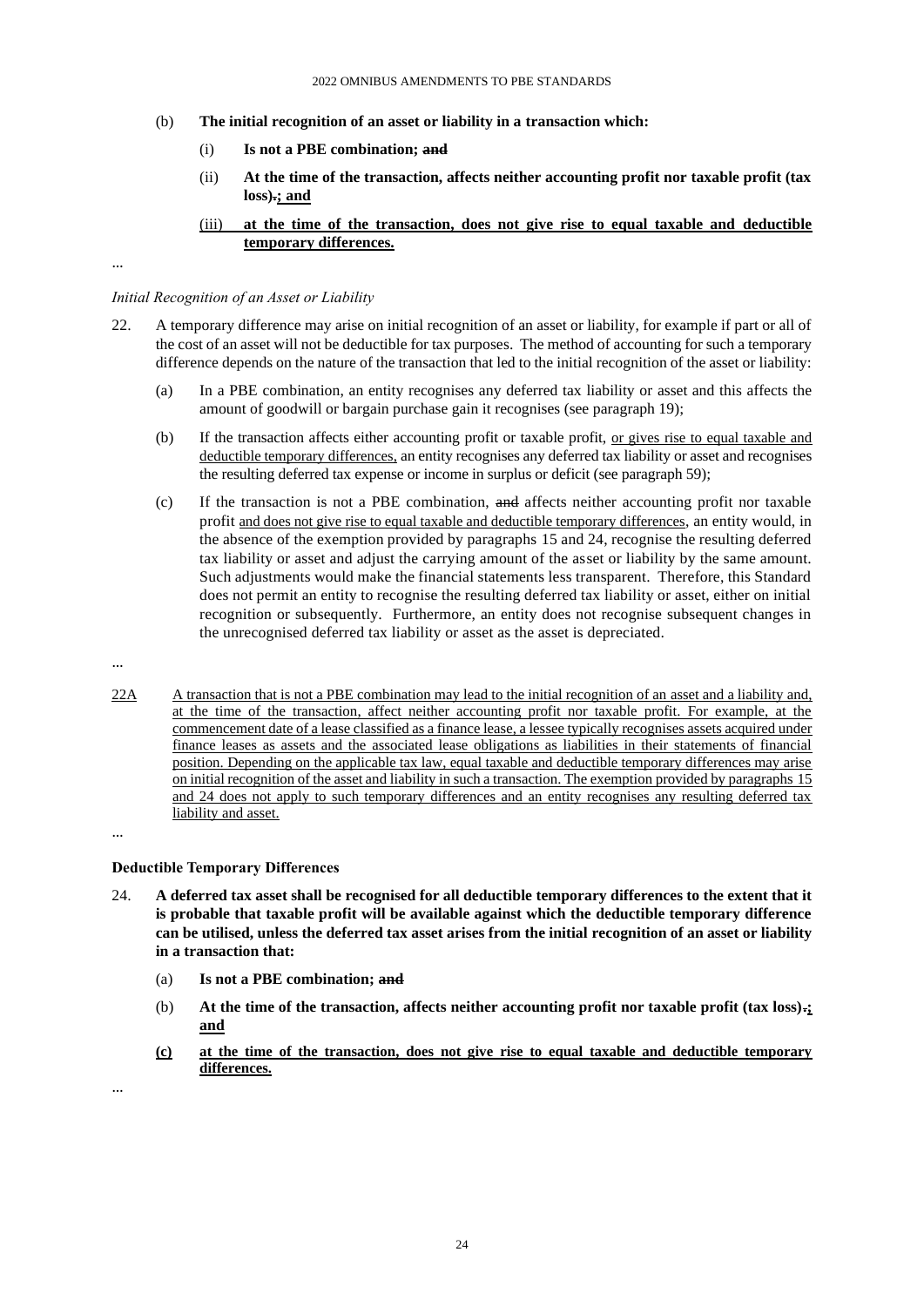(b) **The initial recognition of an asset or liability in a transaction which:**

(i) **Is not a PBE combination; ~~and~~**

(ii) **At the time of the transaction, affects neither accounting profit nor taxable profit (tax loss)~~.~~; and**

(iii) **at the time of the transaction, does not give rise to equal taxable and deductible temporary differences.**

...

*Initial Recognition of an Asset or Liability*

22. A temporary difference may arise on initial recognition of an asset or liability, for example if part or all of the cost of an asset will not be deductible for tax purposes. The method of accounting for such a temporary difference depends on the nature of the transaction that led to the initial recognition of the asset or liability:

(a) In a PBE combination, an entity recognises any deferred tax liability or asset and this affects the amount of goodwill or bargain purchase gain it recognises (see paragraph 19);

(b) If the transaction affects either accounting profit or taxable profit, or gives rise to equal taxable and deductible temporary differences, an entity recognises any deferred tax liability or asset and recognises the resulting deferred tax expense or income in surplus or deficit (see paragraph 59);

(c) If the transaction is not a PBE combination, ~~and~~ affects neither accounting profit nor taxable profit and does not give rise to equal taxable and deductible temporary differences, an entity would, in the absence of the exemption provided by paragraphs 15 and 24, recognise the resulting deferred tax liability or asset and adjust the carrying amount of the asset or liability by the same amount. Such adjustments would make the financial statements less transparent. Therefore, this Standard does not permit an entity to recognise the resulting deferred tax liability or asset, either on initial recognition or subsequently. Furthermore, an entity does not recognise subsequent changes in the unrecognised deferred tax liability or asset as the asset is depreciated.

...

22A A transaction that is not a PBE combination may lead to the initial recognition of an asset and a liability and, at the time of the transaction, affect neither accounting profit nor taxable profit. For example, at the commencement date of a lease classified as a finance lease, a lessee typically recognises assets acquired under finance leases as assets and the associated lease obligations as liabilities in their statements of financial position. Depending on the applicable tax law, equal taxable and deductible temporary differences may arise on initial recognition of the asset and liability in such a transaction. The exemption provided by paragraphs 15 and 24 does not apply to such temporary differences and an entity recognises any resulting deferred tax liability and asset.

...

**Deductible Temporary Differences**

24. **A deferred tax asset shall be recognised for all deductible temporary differences to the extent that it is probable that taxable profit will be available against which the deductible temporary difference can be utilised, unless the deferred tax asset arises from the initial recognition of an asset or liability in a transaction that:**

(a) **Is not a PBE combination; ~~and~~**

(b) **At the time of the transaction, affects neither accounting profit nor taxable profit (tax loss)~~.~~; and**

(c) **at the time of the transaction, does not give rise to equal taxable and deductible temporary differences.**

...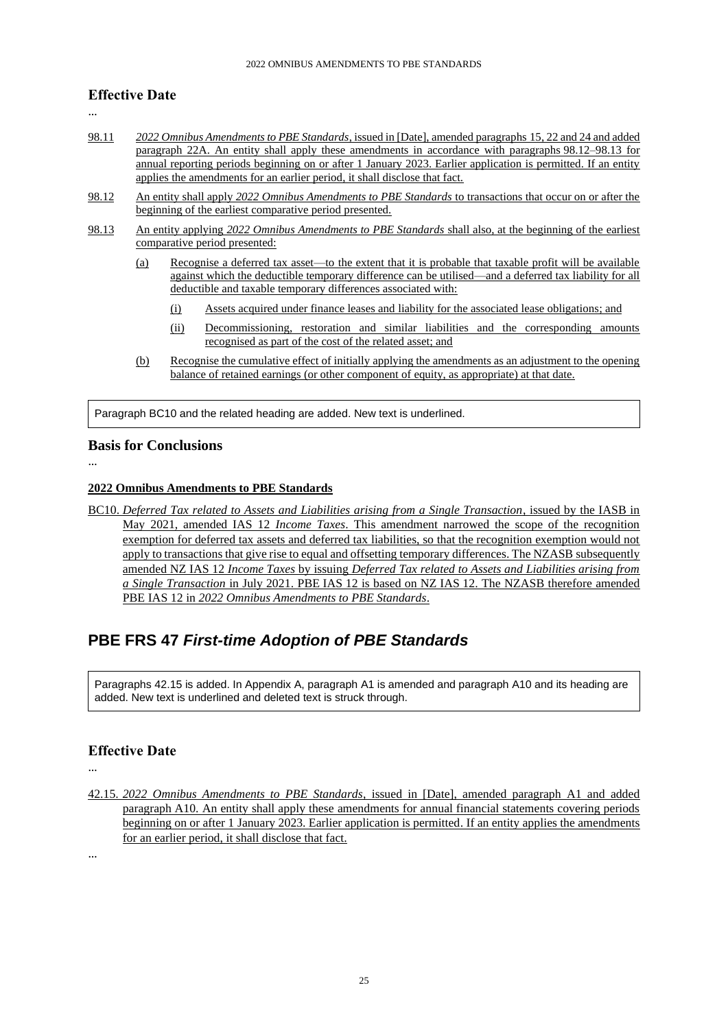## Effective Date

...

98.11 *2022 Omnibus Amendments to PBE Standards*, issued in [Date], amended paragraphs 15, 22 and 24 and added paragraph 22A. An entity shall apply these amendments in accordance with paragraphs 98.12–98.13 for annual reporting periods beginning on or after 1 January 2023. Earlier application is permitted. If an entity applies the amendments for an earlier period, it shall disclose that fact.

98.12 An entity shall apply *2022 Omnibus Amendments to PBE Standards* to transactions that occur on or after the beginning of the earliest comparative period presented.

98.13 An entity applying *2022 Omnibus Amendments to PBE Standards* shall also, at the beginning of the earliest comparative period presented:

- (a) Recognise a deferred tax asset—to the extent that it is probable that taxable profit will be available against which the deductible temporary difference can be utilised—and a deferred tax liability for all deductible and taxable temporary differences associated with:
  - (i) Assets acquired under finance leases and liability for the associated lease obligations; and
  - (ii) Decommissioning, restoration and similar liabilities and the corresponding amounts recognised as part of the cost of the related asset; and
- (b) Recognise the cumulative effect of initially applying the amendments as an adjustment to the opening balance of retained earnings (or other component of equity, as appropriate) at that date.

> Paragraph BC10 and the related heading are added. New text is underlined.

## Basis for Conclusions

...

**2022 Omnibus Amendments to PBE Standards**

BC10. *Deferred Tax related to Assets and Liabilities arising from a Single Transaction*, issued by the IASB in May 2021, amended IAS 12 *Income Taxes*. This amendment narrowed the scope of the recognition exemption for deferred tax assets and deferred tax liabilities, so that the recognition exemption would not apply to transactions that give rise to equal and offsetting temporary differences. The NZASB subsequently amended NZ IAS 12 *Income Taxes* by issuing *Deferred Tax related to Assets and Liabilities arising from a Single Transaction* in July 2021. PBE IAS 12 is based on NZ IAS 12. The NZASB therefore amended PBE IAS 12 in *2022 Omnibus Amendments to PBE Standards*.

# PBE FRS 47 *First-time Adoption of PBE Standards*

> Paragraphs 42.15 is added. In Appendix A, paragraph A1 is amended and paragraph A10 and its heading are added. New text is underlined and deleted text is struck through.

## Effective Date

...

42.15. *2022 Omnibus Amendments to PBE Standards*, issued in [Date], amended paragraph A1 and added paragraph A10. An entity shall apply these amendments for annual financial statements covering periods beginning on or after 1 January 2023. Earlier application is permitted. If an entity applies the amendments for an earlier period, it shall disclose that fact.

...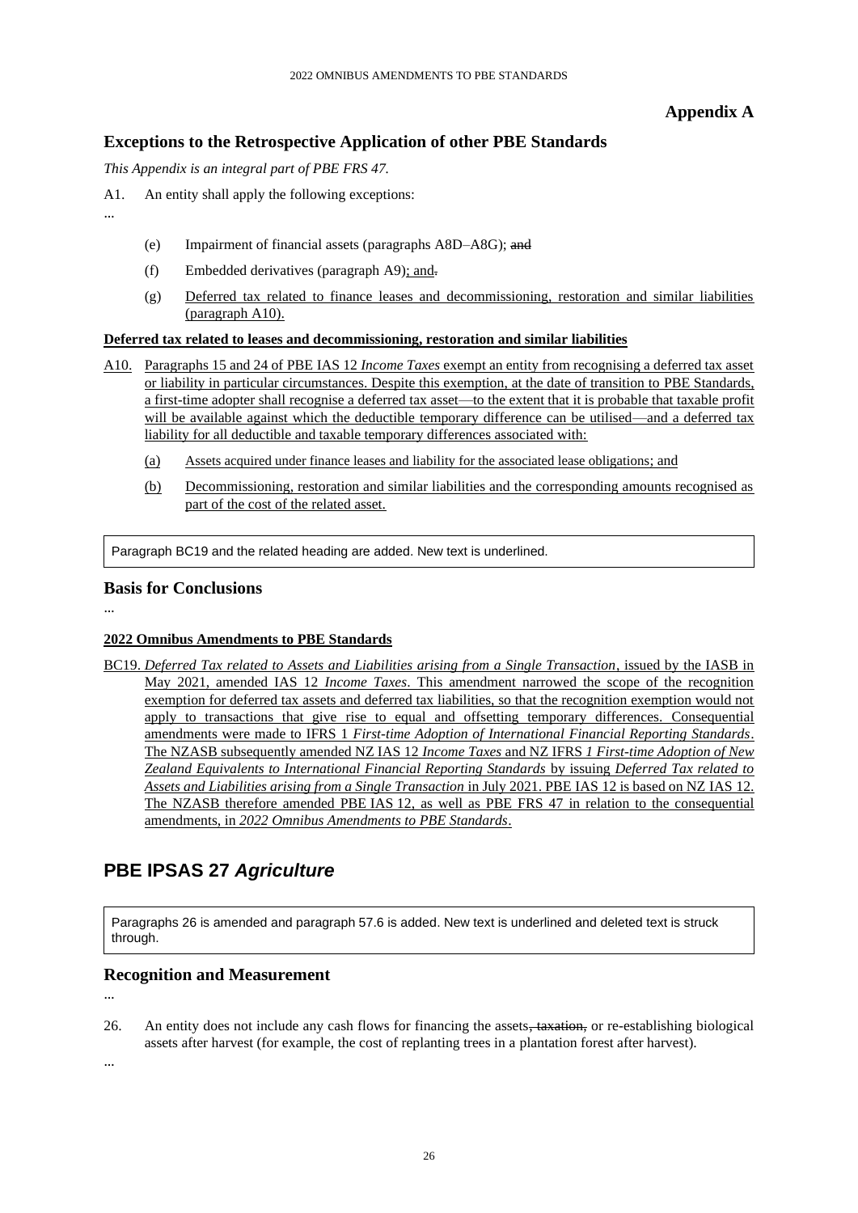## Appendix A

## Exceptions to the Retrospective Application of other PBE Standards

*This Appendix is an integral part of PBE FRS 47.*

A1. An entity shall apply the following exceptions:

...

(e) Impairment of financial assets (paragraphs A8D–A8G); ~~and~~

(f) Embedded derivatives (paragraph A9)<u>; and</u>~~.~~

(g) <u>Deferred tax related to finance leases and decommissioning, restoration and similar liabilities (paragraph A10).</u>

**<u>Deferred tax related to leases and decommissioning, restoration and similar liabilities</u>**

<u>A10.</u> <u>Paragraphs 15 and 24 of PBE IAS 12 *Income Taxes* exempt an entity from recognising a deferred tax asset or liability in particular circumstances. Despite this exemption, at the date of transition to PBE Standards, a first-time adopter shall recognise a deferred tax asset—to the extent that it is probable that taxable profit will be available against which the deductible temporary difference can be utilised—and a deferred tax liability for all deductible and taxable temporary differences associated with:</u>

<u>(a)</u> <u>Assets acquired under finance leases and liability for the associated lease obligations; and</u>

<u>(b)</u> <u>Decommissioning, restoration and similar liabilities and the corresponding amounts recognised as part of the cost of the related asset.</u>

> Paragraph BC19 and the related heading are added. New text is underlined.

## Basis for Conclusions

...

**<u>2022 Omnibus Amendments to PBE Standards</u>**

<u>BC19.</u> <u>*Deferred Tax related to Assets and Liabilities arising from a Single Transaction*, issued by the IASB in May 2021, amended IAS 12 *Income Taxes*. This amendment narrowed the scope of the recognition exemption for deferred tax assets and deferred tax liabilities, so that the recognition exemption would not apply to transactions that give rise to equal and offsetting temporary differences. Consequential amendments were made to IFRS 1 *First-time Adoption of International Financial Reporting Standards*. The NZASB subsequently amended NZ IAS 12 *Income Taxes* and NZ IFRS *1 First-time Adoption of New Zealand Equivalents to International Financial Reporting Standards* by issuing *Deferred Tax related to Assets and Liabilities arising from a Single Transaction* in July 2021. PBE IAS 12 is based on NZ IAS 12. The NZASB therefore amended PBE IAS 12, as well as PBE FRS 47 in relation to the consequential amendments, in *2022 Omnibus Amendments to PBE Standards*.</u>

# PBE IPSAS 27 *Agriculture*

> Paragraphs 26 is amended and paragraph 57.6 is added. New text is underlined and deleted text is struck through.

## Recognition and Measurement

...

26. An entity does not include any cash flows for financing the assets~~, taxation,~~ or re-establishing biological assets after harvest (for example, the cost of replanting trees in a plantation forest after harvest).

...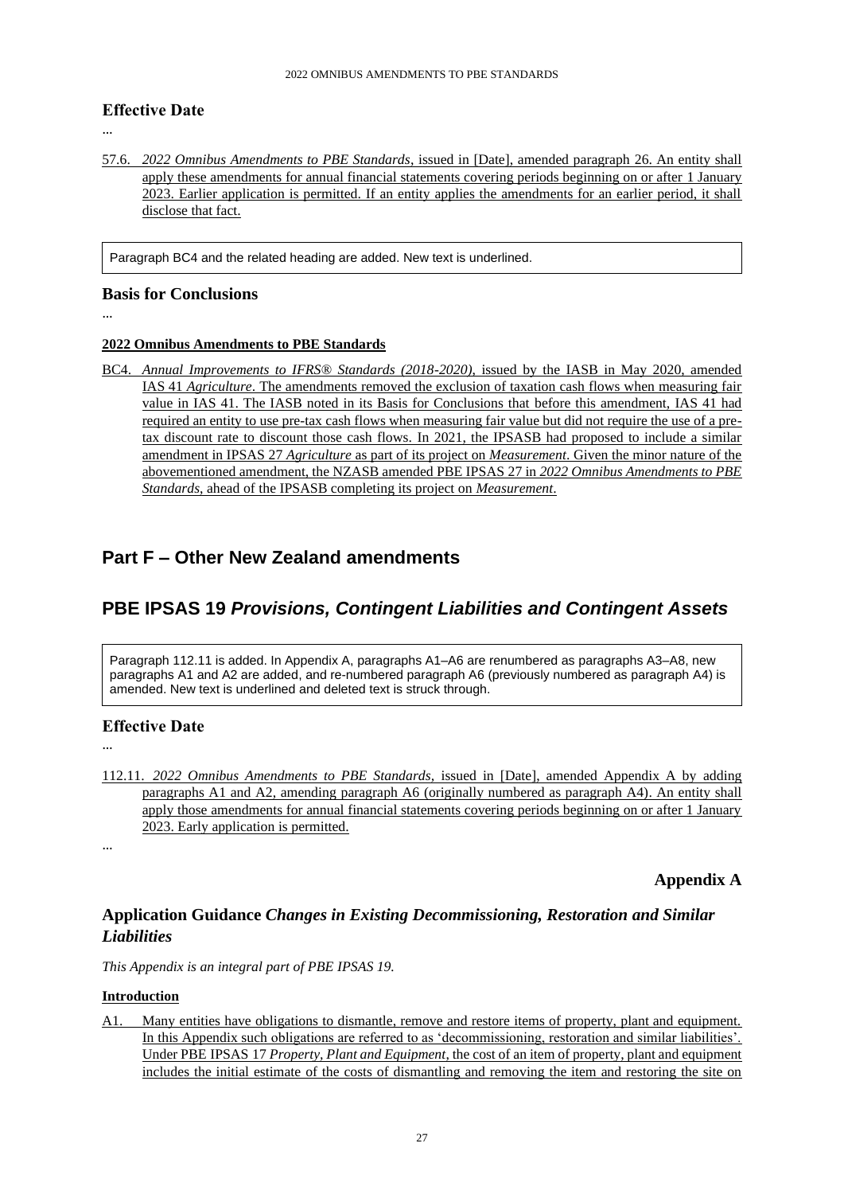## Effective Date

...

57.6. *2022 Omnibus Amendments to PBE Standards*, issued in [Date], amended paragraph 26. An entity shall apply these amendments for annual financial statements covering periods beginning on or after 1 January 2023. Earlier application is permitted. If an entity applies the amendments for an earlier period, it shall disclose that fact.

> Paragraph BC4 and the related heading are added. New text is underlined.

## Basis for Conclusions

...

**2022 Omnibus Amendments to PBE Standards**

BC4. *Annual Improvements to IFRS® Standards (2018-2020)*, issued by the IASB in May 2020, amended IAS 41 *Agriculture*. The amendments removed the exclusion of taxation cash flows when measuring fair value in IAS 41. The IASB noted in its Basis for Conclusions that before this amendment, IAS 41 had required an entity to use pre-tax cash flows when measuring fair value but did not require the use of a pre-tax discount rate to discount those cash flows. In 2021, the IPSASB had proposed to include a similar amendment in IPSAS 27 *Agriculture* as part of its project on *Measurement*. Given the minor nature of the abovementioned amendment, the NZASB amended PBE IPSAS 27 in *2022 Omnibus Amendments to PBE Standards*, ahead of the IPSASB completing its project on *Measurement*.

# Part F – Other New Zealand amendments

# PBE IPSAS 19 *Provisions, Contingent Liabilities and Contingent Assets*

> Paragraph 112.11 is added. In Appendix A, paragraphs A1–A6 are renumbered as paragraphs A3–A8, new paragraphs A1 and A2 are added, and re-numbered paragraph A6 (previously numbered as paragraph A4) is amended. New text is underlined and deleted text is struck through.

## Effective Date

...

112.11. *2022 Omnibus Amendments to PBE Standards*, issued in [Date], amended Appendix A by adding paragraphs A1 and A2, amending paragraph A6 (originally numbered as paragraph A4). An entity shall apply those amendments for annual financial statements covering periods beginning on or after 1 January 2023. Early application is permitted.

...

**Appendix A**

## Application Guidance *Changes in Existing Decommissioning, Restoration and Similar Liabilities*

*This Appendix is an integral part of PBE IPSAS 19.*

**Introduction**

A1. Many entities have obligations to dismantle, remove and restore items of property, plant and equipment. In this Appendix such obligations are referred to as 'decommissioning, restoration and similar liabilities'. Under PBE IPSAS 17 *Property, Plant and Equipment*, the cost of an item of property, plant and equipment includes the initial estimate of the costs of dismantling and removing the item and restoring the site on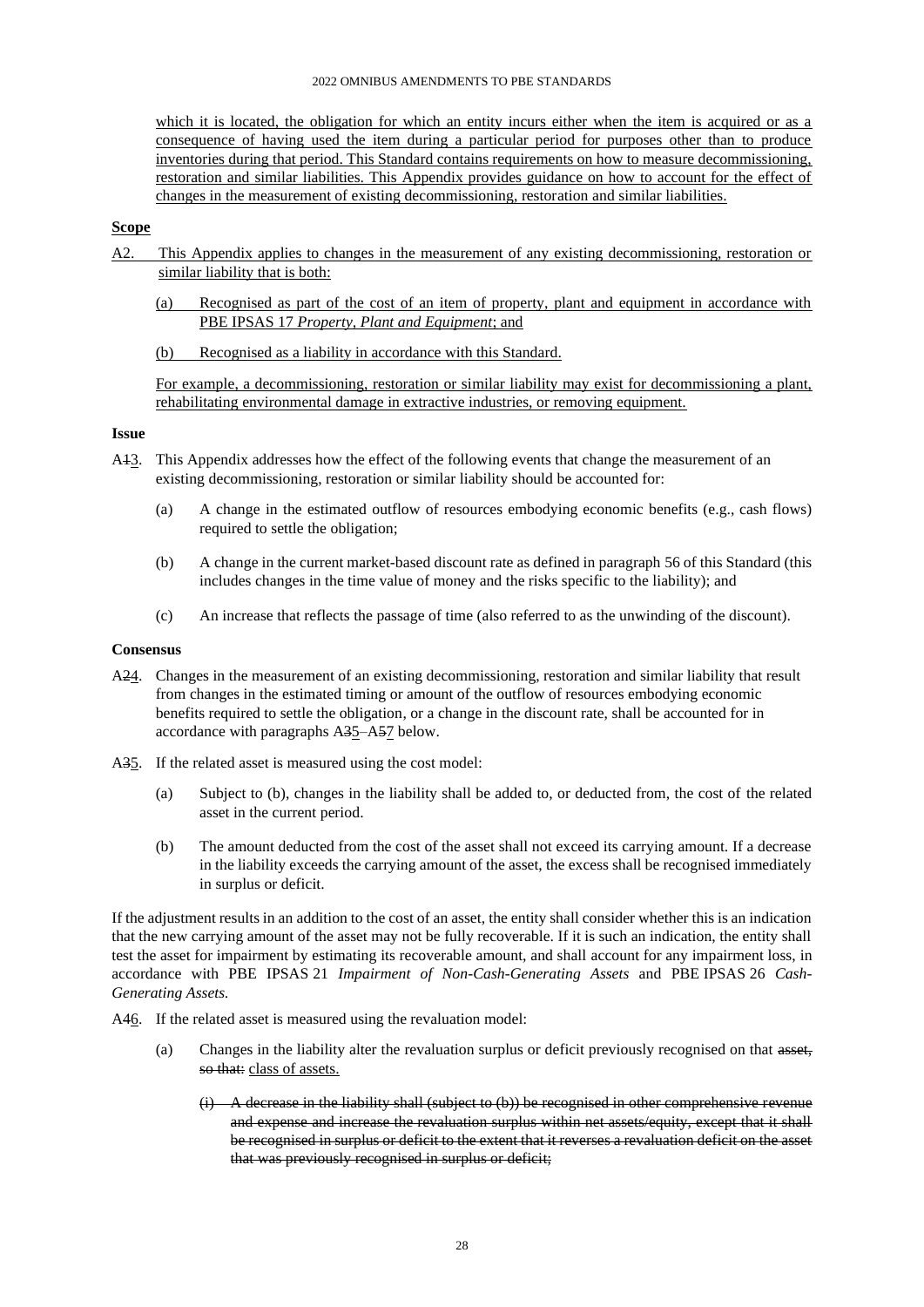which it is located, the obligation for which an entity incurs either when the item is acquired or as a consequence of having used the item during a particular period for purposes other than to produce inventories during that period. This Standard contains requirements on how to measure decommissioning, restoration and similar liabilities. This Appendix provides guidance on how to account for the effect of changes in the measurement of existing decommissioning, restoration and similar liabilities.

**Scope**

A2. This Appendix applies to changes in the measurement of any existing decommissioning, restoration or similar liability that is both:

(a) Recognised as part of the cost of an item of property, plant and equipment in accordance with PBE IPSAS 17 *Property, Plant and Equipment*; and

(b) Recognised as a liability in accordance with this Standard.

For example, a decommissioning, restoration or similar liability may exist for decommissioning a plant, rehabilitating environmental damage in extractive industries, or removing equipment.

**Issue**

A~~1~~3. This Appendix addresses how the effect of the following events that change the measurement of an existing decommissioning, restoration or similar liability should be accounted for:

(a) A change in the estimated outflow of resources embodying economic benefits (e.g., cash flows) required to settle the obligation;

(b) A change in the current market-based discount rate as defined in paragraph 56 of this Standard (this includes changes in the time value of money and the risks specific to the liability); and

(c) An increase that reflects the passage of time (also referred to as the unwinding of the discount).

**Consensus**

A~~2~~4. Changes in the measurement of an existing decommissioning, restoration and similar liability that result from changes in the estimated timing or amount of the outflow of resources embodying economic benefits required to settle the obligation, or a change in the discount rate, shall be accounted for in accordance with paragraphs A~~3~~5–A~~5~~7 below.

A~~3~~5. If the related asset is measured using the cost model:

(a) Subject to (b), changes in the liability shall be added to, or deducted from, the cost of the related asset in the current period.

(b) The amount deducted from the cost of the asset shall not exceed its carrying amount. If a decrease in the liability exceeds the carrying amount of the asset, the excess shall be recognised immediately in surplus or deficit.

If the adjustment results in an addition to the cost of an asset, the entity shall consider whether this is an indication that the new carrying amount of the asset may not be fully recoverable. If it is such an indication, the entity shall test the asset for impairment by estimating its recoverable amount, and shall account for any impairment loss, in accordance with PBE IPSAS 21 *Impairment of Non-Cash-Generating Assets* and PBE IPSAS 26 *Cash-Generating Assets.*

A~~4~~6. If the related asset is measured using the revaluation model:

(a) Changes in the liability alter the revaluation surplus or deficit previously recognised on that ~~asset, so that:~~ class of assets.

~~(i) A decrease in the liability shall (subject to (b)) be recognised in other comprehensive revenue and expense and increase the revaluation surplus within net assets/equity, except that it shall be recognised in surplus or deficit to the extent that it reverses a revaluation deficit on the asset that was previously recognised in surplus or deficit;~~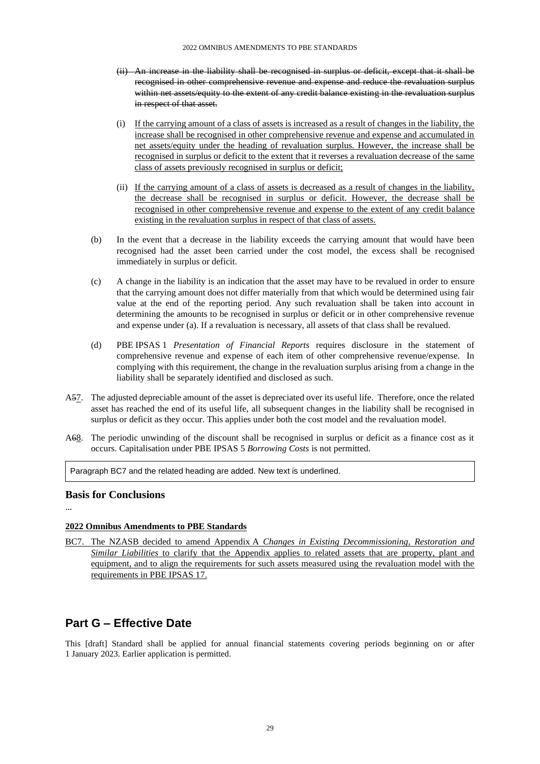(ii) ~~An increase in the liability shall be recognised in surplus or deficit, except that it shall be recognised in other comprehensive revenue and expense and reduce the revaluation surplus within net assets/equity to the extent of any credit balance existing in the revaluation surplus in respect of that asset.~~

(i) <u>If the carrying amount of a class of assets is increased as a result of changes in the liability, the increase shall be recognised in other comprehensive revenue and expense and accumulated in net assets/equity under the heading of revaluation surplus. However, the increase shall be recognised in surplus or deficit to the extent that it reverses a revaluation decrease of the same class of assets previously recognised in surplus or deficit;</u>

(ii) <u>If the carrying amount of a class of assets is decreased as a result of changes in the liability, the decrease shall be recognised in surplus or deficit. However, the decrease shall be recognised in other comprehensive revenue and expense to the extent of any credit balance existing in the revaluation surplus in respect of that class of assets.</u>

(b) In the event that a decrease in the liability exceeds the carrying amount that would have been recognised had the asset been carried under the cost model, the excess shall be recognised immediately in surplus or deficit.

(c) A change in the liability is an indication that the asset may have to be revalued in order to ensure that the carrying amount does not differ materially from that which would be determined using fair value at the end of the reporting period. Any such revaluation shall be taken into account in determining the amounts to be recognised in surplus or deficit or in other comprehensive revenue and expense under (a). If a revaluation is necessary, all assets of that class shall be revalued.

(d) PBE IPSAS 1 *Presentation of Financial Reports* requires disclosure in the statement of comprehensive revenue and expense of each item of other comprehensive revenue/expense. In complying with this requirement, the change in the revaluation surplus arising from a change in the liability shall be separately identified and disclosed as such.

A~~5~~<u>7</u>. The adjusted depreciable amount of the asset is depreciated over its useful life. Therefore, once the related asset has reached the end of its useful life, all subsequent changes in the liability shall be recognised in surplus or deficit as they occur. This applies under both the cost model and the revaluation model.

A~~6~~<u>8</u>. The periodic unwinding of the discount shall be recognised in surplus or deficit as a finance cost as it occurs. Capitalisation under PBE IPSAS 5 *Borrowing Costs* is not permitted.

Paragraph BC7 and the related heading are added. New text is underlined.

## Basis for Conclusions

...

**<u>2022 Omnibus Amendments to PBE Standards</u>**

<u>BC7. The NZASB decided to amend Appendix A *Changes in Existing Decommissioning, Restoration and Similar Liabilities* to clarify that the Appendix applies to related assets that are property, plant and equipment, and to align the requirements for such assets measured using the revaluation model with the requirements in PBE IPSAS 17.</u>

# Part G – Effective Date

This [draft] Standard shall be applied for annual financial statements covering periods beginning on or after 1 January 2023. Earlier application is permitted.